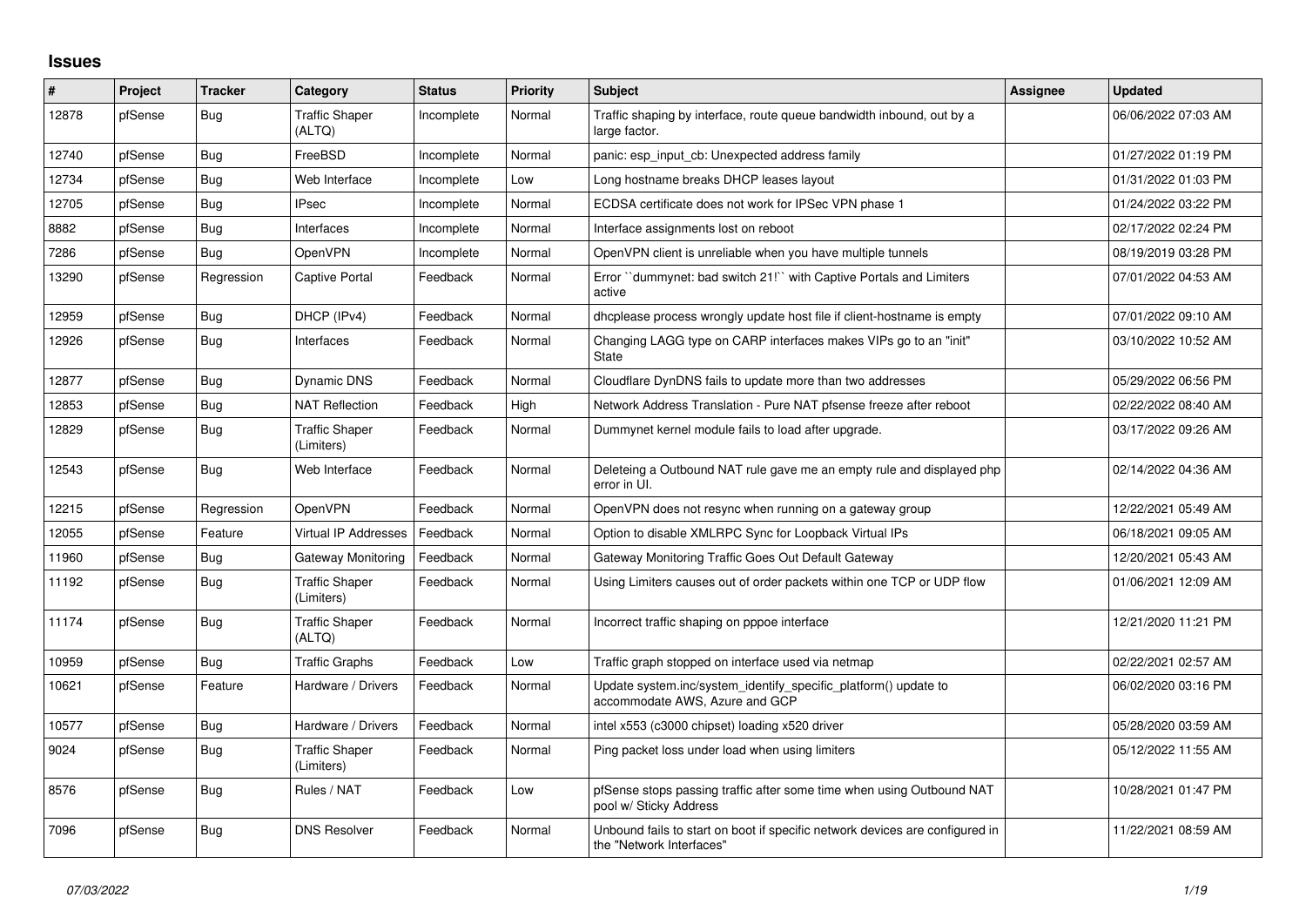# Issues

| # | Project | Tracker | Category | Status | Priority | Subject | Assignee | Updated |
|---|---|---|---|---|---|---|---|---|
| 12878 | pfSense | Bug | Traffic Shaper (ALTQ) | Incomplete | Normal | Traffic shaping by interface, route queue bandwidth inbound, out by a large factor. | | 06/06/2022 07:03 AM |
| 12740 | pfSense | Bug | FreeBSD | Incomplete | Normal | panic: esp_input_cb: Unexpected address family | | 01/27/2022 01:19 PM |
| 12734 | pfSense | Bug | Web Interface | Incomplete | Low | Long hostname breaks DHCP leases layout | | 01/31/2022 01:03 PM |
| 12705 | pfSense | Bug | IPsec | Incomplete | Normal | ECDSA certificate does not work for IPSec VPN phase 1 | | 01/24/2022 03:22 PM |
| 8882 | pfSense | Bug | Interfaces | Incomplete | Normal | Interface assignments lost on reboot | | 02/17/2022 02:24 PM |
| 7286 | pfSense | Bug | OpenVPN | Incomplete | Normal | OpenVPN client is unreliable when you have multiple tunnels | | 08/19/2019 03:28 PM |
| 13290 | pfSense | Regression | Captive Portal | Feedback | Normal | Error ``dummynet: bad switch 21!`` with Captive Portals and Limiters active | | 07/01/2022 04:53 AM |
| 12959 | pfSense | Bug | DHCP (IPv4) | Feedback | Normal | dhcplease process wrongly update host file if client-hostname is empty | | 07/01/2022 09:10 AM |
| 12926 | pfSense | Bug | Interfaces | Feedback | Normal | Changing LAGG type on CARP interfaces makes VIPs go to an "init" State | | 03/10/2022 10:52 AM |
| 12877 | pfSense | Bug | Dynamic DNS | Feedback | Normal | Cloudflare DynDNS fails to update more than two addresses | | 05/29/2022 06:56 PM |
| 12853 | pfSense | Bug | NAT Reflection | Feedback | High | Network Address Translation - Pure NAT pfsense freeze after reboot | | 02/22/2022 08:40 AM |
| 12829 | pfSense | Bug | Traffic Shaper (Limiters) | Feedback | Normal | Dummynet kernel module fails to load after upgrade. | | 03/17/2022 09:26 AM |
| 12543 | pfSense | Bug | Web Interface | Feedback | Normal | Deleteing a Outbound NAT rule gave me an empty rule and displayed php error in UI. | | 02/14/2022 04:36 AM |
| 12215 | pfSense | Regression | OpenVPN | Feedback | Normal | OpenVPN does not resync when running on a gateway group | | 12/22/2021 05:49 AM |
| 12055 | pfSense | Feature | Virtual IP Addresses | Feedback | Normal | Option to disable XMLRPC Sync for Loopback Virtual IPs | | 06/18/2021 09:05 AM |
| 11960 | pfSense | Bug | Gateway Monitoring | Feedback | Normal | Gateway Monitoring Traffic Goes Out Default Gateway | | 12/20/2021 05:43 AM |
| 11192 | pfSense | Bug | Traffic Shaper (Limiters) | Feedback | Normal | Using Limiters causes out of order packets within one TCP or UDP flow | | 01/06/2021 12:09 AM |
| 11174 | pfSense | Bug | Traffic Shaper (ALTQ) | Feedback | Normal | Incorrect traffic shaping on pppoe interface | | 12/21/2020 11:21 PM |
| 10959 | pfSense | Bug | Traffic Graphs | Feedback | Low | Traffic graph stopped on interface used via netmap | | 02/22/2021 02:57 AM |
| 10621 | pfSense | Feature | Hardware / Drivers | Feedback | Normal | Update system.inc/system_identify_specific_platform() update to accommodate AWS, Azure and GCP | | 06/02/2020 03:16 PM |
| 10577 | pfSense | Bug | Hardware / Drivers | Feedback | Normal | intel x553 (c3000 chipset) loading x520 driver | | 05/28/2020 03:59 AM |
| 9024 | pfSense | Bug | Traffic Shaper (Limiters) | Feedback | Normal | Ping packet loss under load when using limiters | | 05/12/2022 11:55 AM |
| 8576 | pfSense | Bug | Rules / NAT | Feedback | Low | pfSense stops passing traffic after some time when using Outbound NAT pool w/ Sticky Address | | 10/28/2021 01:47 PM |
| 7096 | pfSense | Bug | DNS Resolver | Feedback | Normal | Unbound fails to start on boot if specific network devices are configured in the "Network Interfaces" | | 11/22/2021 08:59 AM |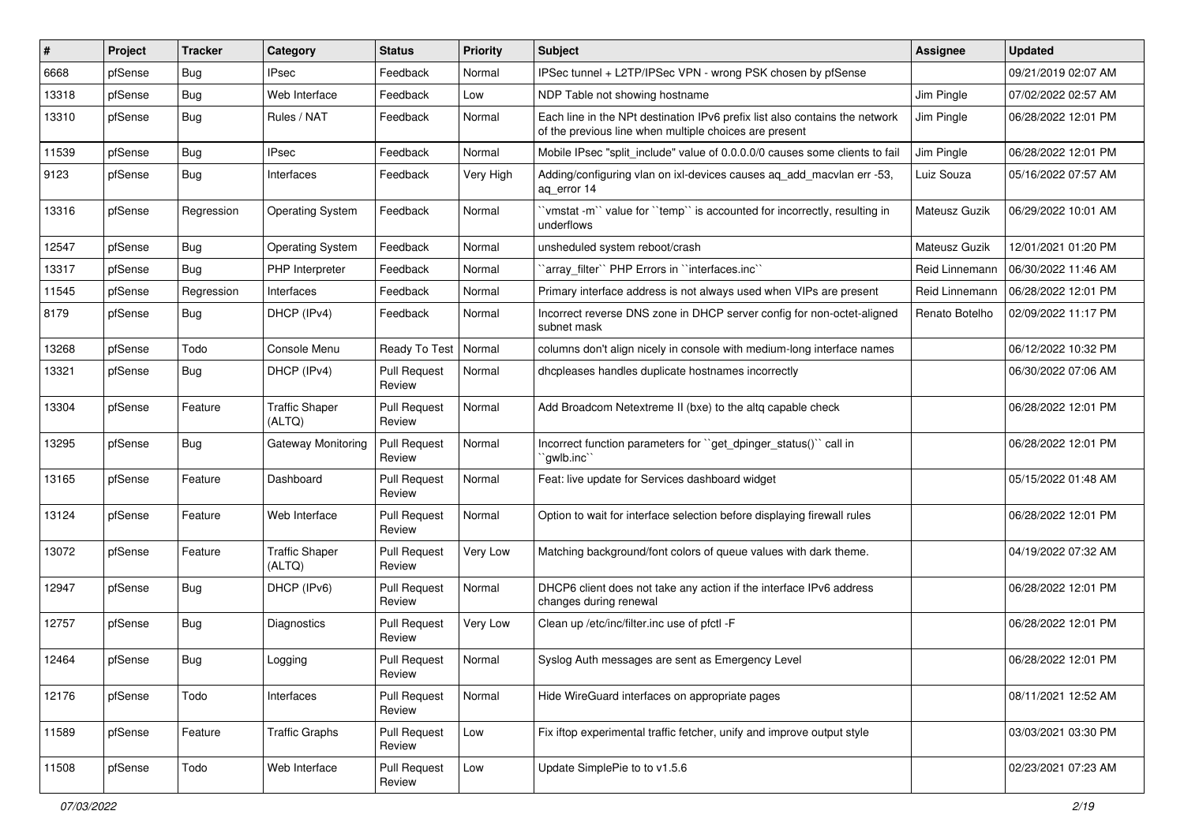| # | Project | Tracker | Category | Status | Priority | Subject | Assignee | Updated |
|---|---|---|---|---|---|---|---|---|
| 6668 | pfSense | Bug | IPsec | Feedback | Normal | IPSec tunnel + L2TP/IPSec VPN - wrong PSK chosen by pfSense | | 09/21/2019 02:07 AM |
| 13318 | pfSense | Bug | Web Interface | Feedback | Low | NDP Table not showing hostname | Jim Pingle | 07/02/2022 02:57 AM |
| 13310 | pfSense | Bug | Rules / NAT | Feedback | Normal | Each line in the NPt destination IPv6 prefix list also contains the network of the previous line when multiple choices are present | Jim Pingle | 06/28/2022 12:01 PM |
| 11539 | pfSense | Bug | IPsec | Feedback | Normal | Mobile IPsec "split_include" value of 0.0.0.0/0 causes some clients to fail | Jim Pingle | 06/28/2022 12:01 PM |
| 9123 | pfSense | Bug | Interfaces | Feedback | Very High | Adding/configuring vlan on ixl-devices causes aq_add_macvlan err -53, aq_error 14 | Luiz Souza | 05/16/2022 07:57 AM |
| 13316 | pfSense | Regression | Operating System | Feedback | Normal | ``vmstat -m`` value for ``temp`` is accounted for incorrectly, resulting in underflows | Mateusz Guzik | 06/29/2022 10:01 AM |
| 12547 | pfSense | Bug | Operating System | Feedback | Normal | unsheduled system reboot/crash | Mateusz Guzik | 12/01/2021 01:20 PM |
| 13317 | pfSense | Bug | PHP Interpreter | Feedback | Normal | ``array_filter`` PHP Errors in ``interfaces.inc`` | Reid Linnemann | 06/30/2022 11:46 AM |
| 11545 | pfSense | Regression | Interfaces | Feedback | Normal | Primary interface address is not always used when VIPs are present | Reid Linnemann | 06/28/2022 12:01 PM |
| 8179 | pfSense | Bug | DHCP (IPv4) | Feedback | Normal | Incorrect reverse DNS zone in DHCP server config for non-octet-aligned subnet mask | Renato Botelho | 02/09/2022 11:17 PM |
| 13268 | pfSense | Todo | Console Menu | Ready To Test | Normal | columns don't align nicely in console with medium-long interface names | | 06/12/2022 10:32 PM |
| 13321 | pfSense | Bug | DHCP (IPv4) | Pull Request Review | Normal | dhcpleases handles duplicate hostnames incorrectly | | 06/30/2022 07:06 AM |
| 13304 | pfSense | Feature | Traffic Shaper (ALTQ) | Pull Request Review | Normal | Add Broadcom Netextreme II (bxe) to the altq capable check | | 06/28/2022 12:01 PM |
| 13295 | pfSense | Bug | Gateway Monitoring | Pull Request Review | Normal | Incorrect function parameters for ``get_dpinger_status()`` call in ``gwlb.inc`` | | 06/28/2022 12:01 PM |
| 13165 | pfSense | Feature | Dashboard | Pull Request Review | Normal | Feat: live update for Services dashboard widget | | 05/15/2022 01:48 AM |
| 13124 | pfSense | Feature | Web Interface | Pull Request Review | Normal | Option to wait for interface selection before displaying firewall rules | | 06/28/2022 12:01 PM |
| 13072 | pfSense | Feature | Traffic Shaper (ALTQ) | Pull Request Review | Very Low | Matching background/font colors of queue values with dark theme. | | 04/19/2022 07:32 AM |
| 12947 | pfSense | Bug | DHCP (IPv6) | Pull Request Review | Normal | DHCP6 client does not take any action if the interface IPv6 address changes during renewal | | 06/28/2022 12:01 PM |
| 12757 | pfSense | Bug | Diagnostics | Pull Request Review | Very Low | Clean up /etc/inc/filter.inc use of pfctl -F | | 06/28/2022 12:01 PM |
| 12464 | pfSense | Bug | Logging | Pull Request Review | Normal | Syslog Auth messages are sent as Emergency Level | | 06/28/2022 12:01 PM |
| 12176 | pfSense | Todo | Interfaces | Pull Request Review | Normal | Hide WireGuard interfaces on appropriate pages | | 08/11/2021 12:52 AM |
| 11589 | pfSense | Feature | Traffic Graphs | Pull Request Review | Low | Fix iftop experimental traffic fetcher, unify and improve output style | | 03/03/2021 03:30 PM |
| 11508 | pfSense | Todo | Web Interface | Pull Request Review | Low | Update SimplePie to to v1.5.6 | | 02/23/2021 07:23 AM |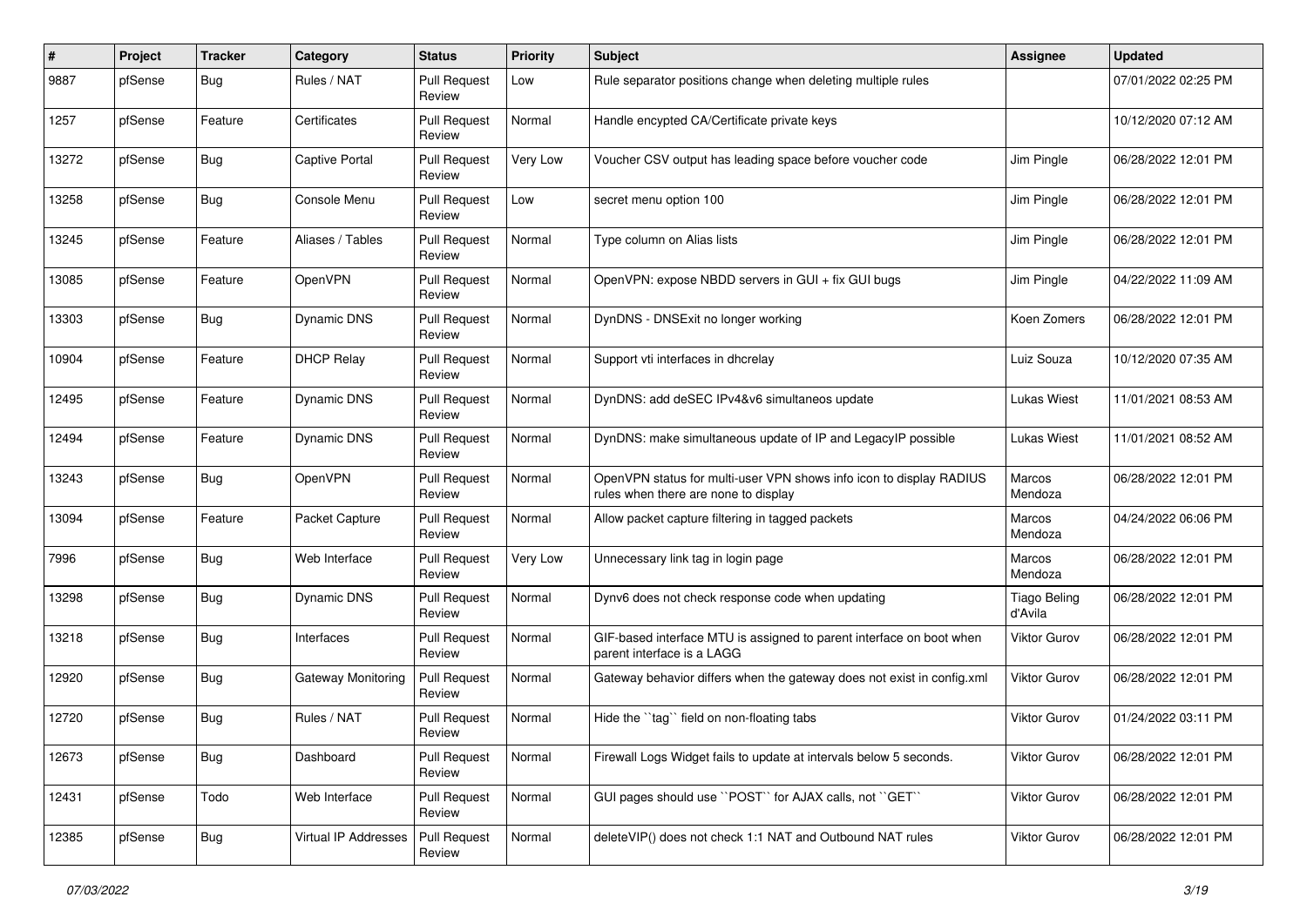| # | Project | Tracker | Category | Status | Priority | Subject | Assignee | Updated |
|---|---|---|---|---|---|---|---|---|
| 9887 | pfSense | Bug | Rules / NAT | Pull Request Review | Low | Rule separator positions change when deleting multiple rules | | 07/01/2022 02:25 PM |
| 1257 | pfSense | Feature | Certificates | Pull Request Review | Normal | Handle encypted CA/Certificate private keys | | 10/12/2020 07:12 AM |
| 13272 | pfSense | Bug | Captive Portal | Pull Request Review | Very Low | Voucher CSV output has leading space before voucher code | Jim Pingle | 06/28/2022 12:01 PM |
| 13258 | pfSense | Bug | Console Menu | Pull Request Review | Low | secret menu option 100 | Jim Pingle | 06/28/2022 12:01 PM |
| 13245 | pfSense | Feature | Aliases / Tables | Pull Request Review | Normal | Type column on Alias lists | Jim Pingle | 06/28/2022 12:01 PM |
| 13085 | pfSense | Feature | OpenVPN | Pull Request Review | Normal | OpenVPN: expose NBDD servers in GUI + fix GUI bugs | Jim Pingle | 04/22/2022 11:09 AM |
| 13303 | pfSense | Bug | Dynamic DNS | Pull Request Review | Normal | DynDNS - DNSExit no longer working | Koen Zomers | 06/28/2022 12:01 PM |
| 10904 | pfSense | Feature | DHCP Relay | Pull Request Review | Normal | Support vti interfaces in dhcrelay | Luiz Souza | 10/12/2020 07:35 AM |
| 12495 | pfSense | Feature | Dynamic DNS | Pull Request Review | Normal | DynDNS: add deSEC IPv4&v6 simultaneos update | Lukas Wiest | 11/01/2021 08:53 AM |
| 12494 | pfSense | Feature | Dynamic DNS | Pull Request Review | Normal | DynDNS: make simultaneous update of IP and LegacyIP possible | Lukas Wiest | 11/01/2021 08:52 AM |
| 13243 | pfSense | Bug | OpenVPN | Pull Request Review | Normal | OpenVPN status for multi-user VPN shows info icon to display RADIUS rules when there are none to display | Marcos Mendoza | 06/28/2022 12:01 PM |
| 13094 | pfSense | Feature | Packet Capture | Pull Request Review | Normal | Allow packet capture filtering in tagged packets | Marcos Mendoza | 04/24/2022 06:06 PM |
| 7996 | pfSense | Bug | Web Interface | Pull Request Review | Very Low | Unnecessary link tag in login page | Marcos Mendoza | 06/28/2022 12:01 PM |
| 13298 | pfSense | Bug | Dynamic DNS | Pull Request Review | Normal | Dynv6 does not check response code when updating | Tiago Beling d'Avila | 06/28/2022 12:01 PM |
| 13218 | pfSense | Bug | Interfaces | Pull Request Review | Normal | GIF-based interface MTU is assigned to parent interface on boot when parent interface is a LAGG | Viktor Gurov | 06/28/2022 12:01 PM |
| 12920 | pfSense | Bug | Gateway Monitoring | Pull Request Review | Normal | Gateway behavior differs when the gateway does not exist in config.xml | Viktor Gurov | 06/28/2022 12:01 PM |
| 12720 | pfSense | Bug | Rules / NAT | Pull Request Review | Normal | Hide the ``tag`` field on non-floating tabs | Viktor Gurov | 01/24/2022 03:11 PM |
| 12673 | pfSense | Bug | Dashboard | Pull Request Review | Normal | Firewall Logs Widget fails to update at intervals below 5 seconds. | Viktor Gurov | 06/28/2022 12:01 PM |
| 12431 | pfSense | Todo | Web Interface | Pull Request Review | Normal | GUI pages should use ``POST`` for AJAX calls, not ``GET`` | Viktor Gurov | 06/28/2022 12:01 PM |
| 12385 | pfSense | Bug | Virtual IP Addresses | Pull Request Review | Normal | deleteVIP() does not check 1:1 NAT and Outbound NAT rules | Viktor Gurov | 06/28/2022 12:01 PM |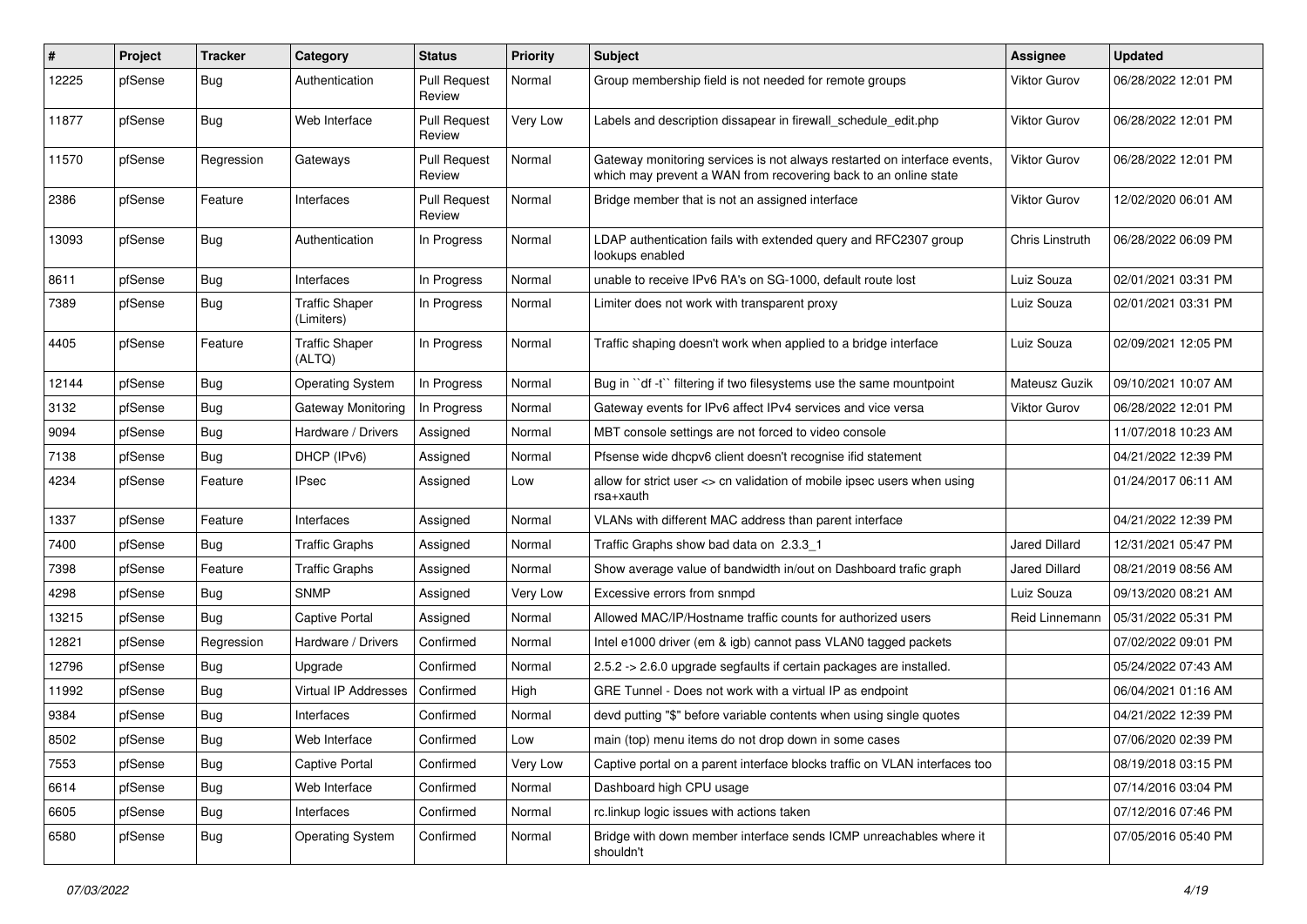| # | Project | Tracker | Category | Status | Priority | Subject | Assignee | Updated |
|---|---|---|---|---|---|---|---|---|
| 12225 | pfSense | Bug | Authentication | Pull Request Review | Normal | Group membership field is not needed for remote groups | Viktor Gurov | 06/28/2022 12:01 PM |
| 11877 | pfSense | Bug | Web Interface | Pull Request Review | Very Low | Labels and description dissapear in firewall_schedule_edit.php | Viktor Gurov | 06/28/2022 12:01 PM |
| 11570 | pfSense | Regression | Gateways | Pull Request Review | Normal | Gateway monitoring services is not always restarted on interface events, which may prevent a WAN from recovering back to an online state | Viktor Gurov | 06/28/2022 12:01 PM |
| 2386 | pfSense | Feature | Interfaces | Pull Request Review | Normal | Bridge member that is not an assigned interface | Viktor Gurov | 12/02/2020 06:01 AM |
| 13093 | pfSense | Bug | Authentication | In Progress | Normal | LDAP authentication fails with extended query and RFC2307 group lookups enabled | Chris Linstruth | 06/28/2022 06:09 PM |
| 8611 | pfSense | Bug | Interfaces | In Progress | Normal | unable to receive IPv6 RA's on SG-1000, default route lost | Luiz Souza | 02/01/2021 03:31 PM |
| 7389 | pfSense | Bug | Traffic Shaper (Limiters) | In Progress | Normal | Limiter does not work with transparent proxy | Luiz Souza | 02/01/2021 03:31 PM |
| 4405 | pfSense | Feature | Traffic Shaper (ALTQ) | In Progress | Normal | Traffic shaping doesn't work when applied to a bridge interface | Luiz Souza | 02/09/2021 12:05 PM |
| 12144 | pfSense | Bug | Operating System | In Progress | Normal | Bug in ``df -t`` filtering if two filesystems use the same mountpoint | Mateusz Guzik | 09/10/2021 10:07 AM |
| 3132 | pfSense | Bug | Gateway Monitoring | In Progress | Normal | Gateway events for IPv6 affect IPv4 services and vice versa | Viktor Gurov | 06/28/2022 12:01 PM |
| 9094 | pfSense | Bug | Hardware / Drivers | Assigned | Normal | MBT console settings are not forced to video console | | 11/07/2018 10:23 AM |
| 7138 | pfSense | Bug | DHCP (IPv6) | Assigned | Normal | Pfsense wide dhcpv6 client doesn't recognise ifid statement | | 04/21/2022 12:39 PM |
| 4234 | pfSense | Feature | IPsec | Assigned | Low | allow for strict user <> cn validation of mobile ipsec users when using rsa+xauth | | 01/24/2017 06:11 AM |
| 1337 | pfSense | Feature | Interfaces | Assigned | Normal | VLANs with different MAC address than parent interface | | 04/21/2022 12:39 PM |
| 7400 | pfSense | Bug | Traffic Graphs | Assigned | Normal | Traffic Graphs show bad data on 2.3.3_1 | Jared Dillard | 12/31/2021 05:47 PM |
| 7398 | pfSense | Feature | Traffic Graphs | Assigned | Normal | Show average value of bandwidth in/out on Dashboard trafic graph | Jared Dillard | 08/21/2019 08:56 AM |
| 4298 | pfSense | Bug | SNMP | Assigned | Very Low | Excessive errors from snmpd | Luiz Souza | 09/13/2020 08:21 AM |
| 13215 | pfSense | Bug | Captive Portal | Assigned | Normal | Allowed MAC/IP/Hostname traffic counts for authorized users | Reid Linnemann | 05/31/2022 05:31 PM |
| 12821 | pfSense | Regression | Hardware / Drivers | Confirmed | Normal | Intel e1000 driver (em & igb) cannot pass VLAN0 tagged packets | | 07/02/2022 09:01 PM |
| 12796 | pfSense | Bug | Upgrade | Confirmed | Normal | 2.5.2 -> 2.6.0 upgrade segfaults if certain packages are installed. | | 05/24/2022 07:43 AM |
| 11992 | pfSense | Bug | Virtual IP Addresses | Confirmed | High | GRE Tunnel - Does not work with a virtual IP as endpoint | | 06/04/2021 01:16 AM |
| 9384 | pfSense | Bug | Interfaces | Confirmed | Normal | devd putting "$" before variable contents when using single quotes | | 04/21/2022 12:39 PM |
| 8502 | pfSense | Bug | Web Interface | Confirmed | Low | main (top) menu items do not drop down in some cases | | 07/06/2020 02:39 PM |
| 7553 | pfSense | Bug | Captive Portal | Confirmed | Very Low | Captive portal on a parent interface blocks traffic on VLAN interfaces too | | 08/19/2018 03:15 PM |
| 6614 | pfSense | Bug | Web Interface | Confirmed | Normal | Dashboard high CPU usage | | 07/14/2016 03:04 PM |
| 6605 | pfSense | Bug | Interfaces | Confirmed | Normal | rc.linkup logic issues with actions taken | | 07/12/2016 07:46 PM |
| 6580 | pfSense | Bug | Operating System | Confirmed | Normal | Bridge with down member interface sends ICMP unreachables where it shouldn't | | 07/05/2016 05:40 PM |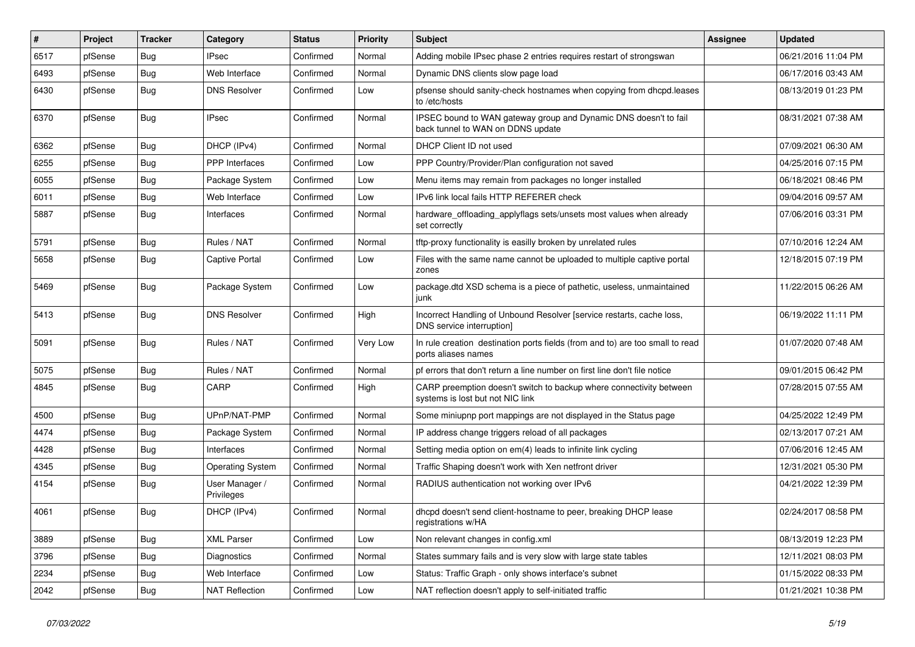| # | Project | Tracker | Category | Status | Priority | Subject | Assignee | Updated |
|---|---|---|---|---|---|---|---|---|
| 6517 | pfSense | Bug | IPsec | Confirmed | Normal | Adding mobile IPsec phase 2 entries requires restart of strongswan | | 06/21/2016 11:04 PM |
| 6493 | pfSense | Bug | Web Interface | Confirmed | Normal | Dynamic DNS clients slow page load | | 06/17/2016 03:43 AM |
| 6430 | pfSense | Bug | DNS Resolver | Confirmed | Low | pfsense should sanity-check hostnames when copying from dhcpd.leases to /etc/hosts | | 08/13/2019 01:23 PM |
| 6370 | pfSense | Bug | IPsec | Confirmed | Normal | IPSEC bound to WAN gateway group and Dynamic DNS doesn't to fail back tunnel to WAN on DDNS update | | 08/31/2021 07:38 AM |
| 6362 | pfSense | Bug | DHCP (IPv4) | Confirmed | Normal | DHCP Client ID not used | | 07/09/2021 06:30 AM |
| 6255 | pfSense | Bug | PPP Interfaces | Confirmed | Low | PPP Country/Provider/Plan configuration not saved | | 04/25/2016 07:15 PM |
| 6055 | pfSense | Bug | Package System | Confirmed | Low | Menu items may remain from packages no longer installed | | 06/18/2021 08:46 PM |
| 6011 | pfSense | Bug | Web Interface | Confirmed | Low | IPv6 link local fails HTTP REFERER check | | 09/04/2016 09:57 AM |
| 5887 | pfSense | Bug | Interfaces | Confirmed | Normal | hardware_offloading_applyflags sets/unsets most values when already set correctly | | 07/06/2016 03:31 PM |
| 5791 | pfSense | Bug | Rules / NAT | Confirmed | Normal | tftp-proxy functionality is easilly broken by unrelated rules | | 07/10/2016 12:24 AM |
| 5658 | pfSense | Bug | Captive Portal | Confirmed | Low | Files with the same name cannot be uploaded to multiple captive portal zones | | 12/18/2015 07:19 PM |
| 5469 | pfSense | Bug | Package System | Confirmed | Low | package.dtd XSD schema is a piece of pathetic, useless, unmaintained junk | | 11/22/2015 06:26 AM |
| 5413 | pfSense | Bug | DNS Resolver | Confirmed | High | Incorrect Handling of Unbound Resolver [service restarts, cache loss, DNS service interruption] | | 06/19/2022 11:11 PM |
| 5091 | pfSense | Bug | Rules / NAT | Confirmed | Very Low | In rule creation destination ports fields (from and to) are too small to read ports aliases names | | 01/07/2020 07:48 AM |
| 5075 | pfSense | Bug | Rules / NAT | Confirmed | Normal | pf errors that don't return a line number on first line don't file notice | | 09/01/2015 06:42 PM |
| 4845 | pfSense | Bug | CARP | Confirmed | High | CARP preemption doesn't switch to backup where connectivity between systems is lost but not NIC link | | 07/28/2015 07:55 AM |
| 4500 | pfSense | Bug | UPnP/NAT-PMP | Confirmed | Normal | Some miniupnp port mappings are not displayed in the Status page | | 04/25/2022 12:49 PM |
| 4474 | pfSense | Bug | Package System | Confirmed | Normal | IP address change triggers reload of all packages | | 02/13/2017 07:21 AM |
| 4428 | pfSense | Bug | Interfaces | Confirmed | Normal | Setting media option on em(4) leads to infinite link cycling | | 07/06/2016 12:45 AM |
| 4345 | pfSense | Bug | Operating System | Confirmed | Normal | Traffic Shaping doesn't work with Xen netfront driver | | 12/31/2021 05:30 PM |
| 4154 | pfSense | Bug | User Manager / Privileges | Confirmed | Normal | RADIUS authentication not working over IPv6 | | 04/21/2022 12:39 PM |
| 4061 | pfSense | Bug | DHCP (IPv4) | Confirmed | Normal | dhcpd doesn't send client-hostname to peer, breaking DHCP lease registrations w/HA | | 02/24/2017 08:58 PM |
| 3889 | pfSense | Bug | XML Parser | Confirmed | Low | Non relevant changes in config.xml | | 08/13/2019 12:23 PM |
| 3796 | pfSense | Bug | Diagnostics | Confirmed | Normal | States summary fails and is very slow with large state tables | | 12/11/2021 08:03 PM |
| 2234 | pfSense | Bug | Web Interface | Confirmed | Low | Status: Traffic Graph - only shows interface's subnet | | 01/15/2022 08:33 PM |
| 2042 | pfSense | Bug | NAT Reflection | Confirmed | Low | NAT reflection doesn't apply to self-initiated traffic | | 01/21/2021 10:38 PM |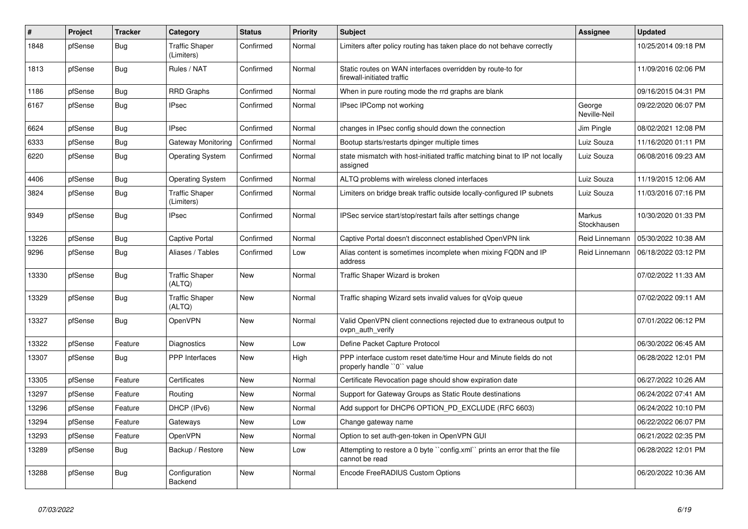| # | Project | Tracker | Category | Status | Priority | Subject | Assignee | Updated |
|---|---|---|---|---|---|---|---|---|
| 1848 | pfSense | Bug | Traffic Shaper (Limiters) | Confirmed | Normal | Limiters after policy routing has taken place do not behave correctly | | 10/25/2014 09:18 PM |
| 1813 | pfSense | Bug | Rules / NAT | Confirmed | Normal | Static routes on WAN interfaces overridden by route-to for firewall-initiated traffic | | 11/09/2016 02:06 PM |
| 1186 | pfSense | Bug | RRD Graphs | Confirmed | Normal | When in pure routing mode the rrd graphs are blank | | 09/16/2015 04:31 PM |
| 6167 | pfSense | Bug | IPsec | Confirmed | Normal | IPsec IPComp not working | George Neville-Neil | 09/22/2020 06:07 PM |
| 6624 | pfSense | Bug | IPsec | Confirmed | Normal | changes in IPsec config should down the connection | Jim Pingle | 08/02/2021 12:08 PM |
| 6333 | pfSense | Bug | Gateway Monitoring | Confirmed | Normal | Bootup starts/restarts dpinger multiple times | Luiz Souza | 11/16/2020 01:11 PM |
| 6220 | pfSense | Bug | Operating System | Confirmed | Normal | state mismatch with host-initiated traffic matching binat to IP not locally assigned | Luiz Souza | 06/08/2016 09:23 AM |
| 4406 | pfSense | Bug | Operating System | Confirmed | Normal | ALTQ problems with wireless cloned interfaces | Luiz Souza | 11/19/2015 12:06 AM |
| 3824 | pfSense | Bug | Traffic Shaper (Limiters) | Confirmed | Normal | Limiters on bridge break traffic outside locally-configured IP subnets | Luiz Souza | 11/03/2016 07:16 PM |
| 9349 | pfSense | Bug | IPsec | Confirmed | Normal | IPSec service start/stop/restart fails after settings change | Markus Stockhausen | 10/30/2020 01:33 PM |
| 13226 | pfSense | Bug | Captive Portal | Confirmed | Normal | Captive Portal doesn't disconnect established OpenVPN link | Reid Linnemann | 05/30/2022 10:38 AM |
| 9296 | pfSense | Bug | Aliases / Tables | Confirmed | Low | Alias content is sometimes incomplete when mixing FQDN and IP address | Reid Linnemann | 06/18/2022 03:12 PM |
| 13330 | pfSense | Bug | Traffic Shaper (ALTQ) | New | Normal | Traffic Shaper Wizard is broken | | 07/02/2022 11:33 AM |
| 13329 | pfSense | Bug | Traffic Shaper (ALTQ) | New | Normal | Traffic shaping Wizard sets invalid values for qVoip queue | | 07/02/2022 09:11 AM |
| 13327 | pfSense | Bug | OpenVPN | New | Normal | Valid OpenVPN client connections rejected due to extraneous output to ovpn_auth_verify | | 07/01/2022 06:12 PM |
| 13322 | pfSense | Feature | Diagnostics | New | Low | Define Packet Capture Protocol | | 06/30/2022 06:45 AM |
| 13307 | pfSense | Bug | PPP Interfaces | New | High | PPP interface custom reset date/time Hour and Minute fields do not properly handle ``0`` value | | 06/28/2022 12:01 PM |
| 13305 | pfSense | Feature | Certificates | New | Normal | Certificate Revocation page should show expiration date | | 06/27/2022 10:26 AM |
| 13297 | pfSense | Feature | Routing | New | Normal | Support for Gateway Groups as Static Route destinations | | 06/24/2022 07:41 AM |
| 13296 | pfSense | Feature | DHCP (IPv6) | New | Normal | Add support for DHCP6 OPTION_PD_EXCLUDE (RFC 6603) | | 06/24/2022 10:10 PM |
| 13294 | pfSense | Feature | Gateways | New | Low | Change gateway name | | 06/22/2022 06:07 PM |
| 13293 | pfSense | Feature | OpenVPN | New | Normal | Option to set auth-gen-token in OpenVPN GUI | | 06/21/2022 02:35 PM |
| 13289 | pfSense | Bug | Backup / Restore | New | Low | Attempting to restore a 0 byte ``config.xml`` prints an error that the file cannot be read | | 06/28/2022 12:01 PM |
| 13288 | pfSense | Bug | Configuration Backend | New | Normal | Encode FreeRADIUS Custom Options | | 06/20/2022 10:36 AM |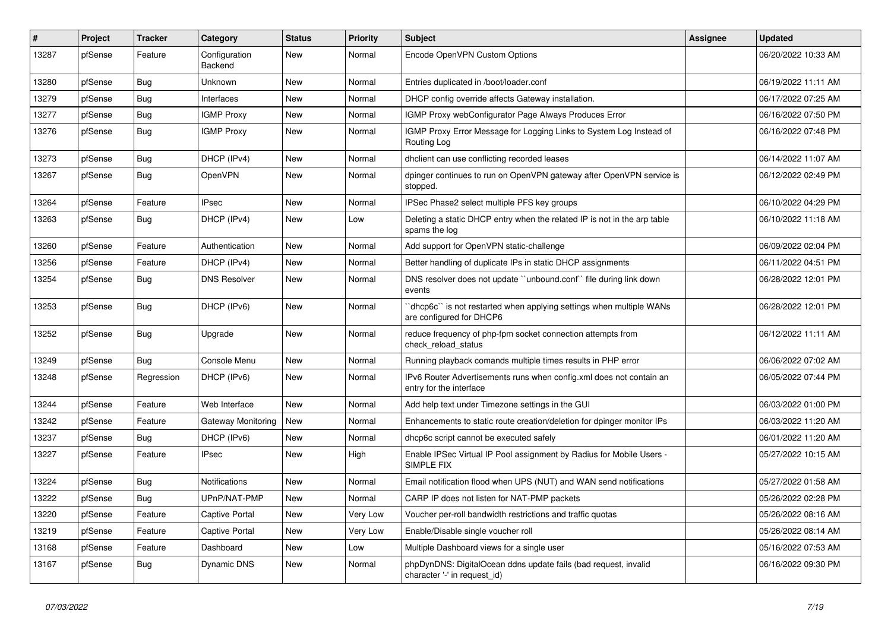| # | Project | Tracker | Category | Status | Priority | Subject | Assignee | Updated |
|---|---|---|---|---|---|---|---|---|
| 13287 | pfSense | Feature | Configuration Backend | New | Normal | Encode OpenVPN Custom Options | | 06/20/2022 10:33 AM |
| 13280 | pfSense | Bug | Unknown | New | Normal | Entries duplicated in /boot/loader.conf | | 06/19/2022 11:11 AM |
| 13279 | pfSense | Bug | Interfaces | New | Normal | DHCP config override affects Gateway installation. | | 06/17/2022 07:25 AM |
| 13277 | pfSense | Bug | IGMP Proxy | New | Normal | IGMP Proxy webConfigurator Page Always Produces Error | | 06/16/2022 07:50 PM |
| 13276 | pfSense | Bug | IGMP Proxy | New | Normal | IGMP Proxy Error Message for Logging Links to System Log Instead of Routing Log | | 06/16/2022 07:48 PM |
| 13273 | pfSense | Bug | DHCP (IPv4) | New | Normal | dhclient can use conflicting recorded leases | | 06/14/2022 11:07 AM |
| 13267 | pfSense | Bug | OpenVPN | New | Normal | dpinger continues to run on OpenVPN gateway after OpenVPN service is stopped. | | 06/12/2022 02:49 PM |
| 13264 | pfSense | Feature | IPsec | New | Normal | IPSec Phase2 select multiple PFS key groups | | 06/10/2022 04:29 PM |
| 13263 | pfSense | Bug | DHCP (IPv4) | New | Low | Deleting a static DHCP entry when the related IP is not in the arp table spams the log | | 06/10/2022 11:18 AM |
| 13260 | pfSense | Feature | Authentication | New | Normal | Add support for OpenVPN static-challenge | | 06/09/2022 02:04 PM |
| 13256 | pfSense | Feature | DHCP (IPv4) | New | Normal | Better handling of duplicate IPs in static DHCP assignments | | 06/11/2022 04:51 PM |
| 13254 | pfSense | Bug | DNS Resolver | New | Normal | DNS resolver does not update ``unbound.conf`` file during link down events | | 06/28/2022 12:01 PM |
| 13253 | pfSense | Bug | DHCP (IPv6) | New | Normal | ``dhcp6c`` is not restarted when applying settings when multiple WANs are configured for DHCP6 | | 06/28/2022 12:01 PM |
| 13252 | pfSense | Bug | Upgrade | New | Normal | reduce frequency of php-fpm socket connection attempts from check_reload_status | | 06/12/2022 11:11 AM |
| 13249 | pfSense | Bug | Console Menu | New | Normal | Running playback comands multiple times results in PHP error | | 06/06/2022 07:02 AM |
| 13248 | pfSense | Regression | DHCP (IPv6) | New | Normal | IPv6 Router Advertisements runs when config.xml does not contain an entry for the interface | | 06/05/2022 07:44 PM |
| 13244 | pfSense | Feature | Web Interface | New | Normal | Add help text under Timezone settings in the GUI | | 06/03/2022 01:00 PM |
| 13242 | pfSense | Feature | Gateway Monitoring | New | Normal | Enhancements to static route creation/deletion for dpinger monitor IPs | | 06/03/2022 11:20 AM |
| 13237 | pfSense | Bug | DHCP (IPv6) | New | Normal | dhcp6c script cannot be executed safely | | 06/01/2022 11:20 AM |
| 13227 | pfSense | Feature | IPsec | New | High | Enable IPSec Virtual IP Pool assignment by Radius for Mobile Users - SIMPLE FIX | | 05/27/2022 10:15 AM |
| 13224 | pfSense | Bug | Notifications | New | Normal | Email notification flood when UPS (NUT) and WAN send notifications | | 05/27/2022 01:58 AM |
| 13222 | pfSense | Bug | UPnP/NAT-PMP | New | Normal | CARP IP does not listen for NAT-PMP packets | | 05/26/2022 02:28 PM |
| 13220 | pfSense | Feature | Captive Portal | New | Very Low | Voucher per-roll bandwidth restrictions and traffic quotas | | 05/26/2022 08:16 AM |
| 13219 | pfSense | Feature | Captive Portal | New | Very Low | Enable/Disable single voucher roll | | 05/26/2022 08:14 AM |
| 13168 | pfSense | Feature | Dashboard | New | Low | Multiple Dashboard views for a single user | | 05/16/2022 07:53 AM |
| 13167 | pfSense | Bug | Dynamic DNS | New | Normal | phpDynDNS: DigitalOcean ddns update fails (bad request, invalid character '-' in request_id) | | 06/16/2022 09:30 PM |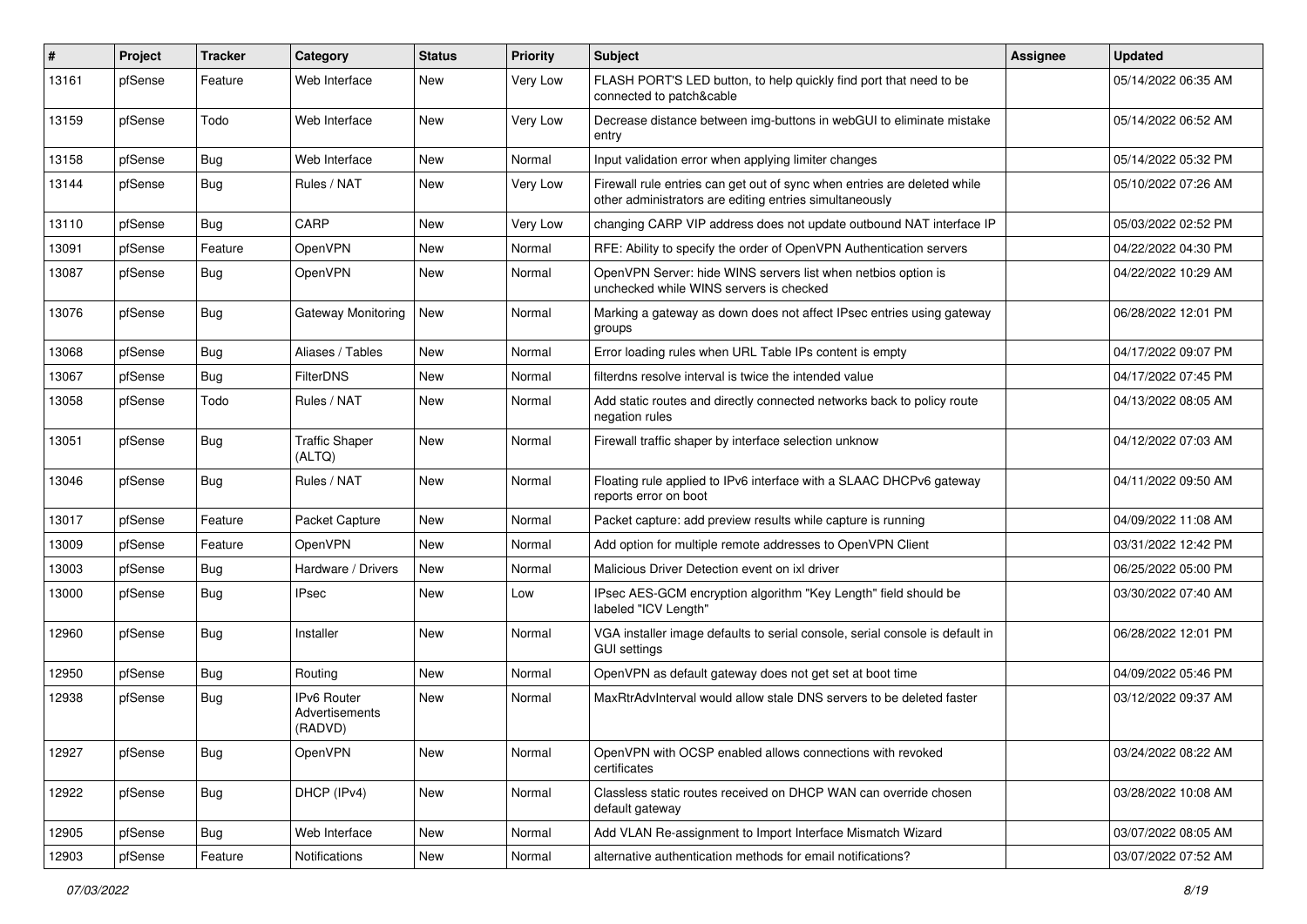| # | Project | Tracker | Category | Status | Priority | Subject | Assignee | Updated |
|---|---|---|---|---|---|---|---|---|
| 13161 | pfSense | Feature | Web Interface | New | Very Low | FLASH PORT'S LED button, to help quickly find port that need to be connected to patch&cable | | 05/14/2022 06:35 AM |
| 13159 | pfSense | Todo | Web Interface | New | Very Low | Decrease distance between img-buttons in webGUI to eliminate mistake entry | | 05/14/2022 06:52 AM |
| 13158 | pfSense | Bug | Web Interface | New | Normal | Input validation error when applying limiter changes | | 05/14/2022 05:32 PM |
| 13144 | pfSense | Bug | Rules / NAT | New | Very Low | Firewall rule entries can get out of sync when entries are deleted while other administrators are editing entries simultaneously | | 05/10/2022 07:26 AM |
| 13110 | pfSense | Bug | CARP | New | Very Low | changing CARP VIP address does not update outbound NAT interface IP | | 05/03/2022 02:52 PM |
| 13091 | pfSense | Feature | OpenVPN | New | Normal | RFE: Ability to specify the order of OpenVPN Authentication servers | | 04/22/2022 04:30 PM |
| 13087 | pfSense | Bug | OpenVPN | New | Normal | OpenVPN Server: hide WINS servers list when netbios option is unchecked while WINS servers is checked | | 04/22/2022 10:29 AM |
| 13076 | pfSense | Bug | Gateway Monitoring | New | Normal | Marking a gateway as down does not affect IPsec entries using gateway groups | | 06/28/2022 12:01 PM |
| 13068 | pfSense | Bug | Aliases / Tables | New | Normal | Error loading rules when URL Table IPs content is empty | | 04/17/2022 09:07 PM |
| 13067 | pfSense | Bug | FilterDNS | New | Normal | filterdns resolve interval is twice the intended value | | 04/17/2022 07:45 PM |
| 13058 | pfSense | Todo | Rules / NAT | New | Normal | Add static routes and directly connected networks back to policy route negation rules | | 04/13/2022 08:05 AM |
| 13051 | pfSense | Bug | Traffic Shaper (ALTQ) | New | Normal | Firewall traffic shaper by interface selection unknow | | 04/12/2022 07:03 AM |
| 13046 | pfSense | Bug | Rules / NAT | New | Normal | Floating rule applied to IPv6 interface with a SLAAC DHCPv6 gateway reports error on boot | | 04/11/2022 09:50 AM |
| 13017 | pfSense | Feature | Packet Capture | New | Normal | Packet capture: add preview results while capture is running | | 04/09/2022 11:08 AM |
| 13009 | pfSense | Feature | OpenVPN | New | Normal | Add option for multiple remote addresses to OpenVPN Client | | 03/31/2022 12:42 PM |
| 13003 | pfSense | Bug | Hardware / Drivers | New | Normal | Malicious Driver Detection event on ixl driver | | 06/25/2022 05:00 PM |
| 13000 | pfSense | Bug | IPsec | New | Low | IPsec AES-GCM encryption algorithm "Key Length" field should be labeled "ICV Length" | | 03/30/2022 07:40 AM |
| 12960 | pfSense | Bug | Installer | New | Normal | VGA installer image defaults to serial console, serial console is default in GUI settings | | 06/28/2022 12:01 PM |
| 12950 | pfSense | Bug | Routing | New | Normal | OpenVPN as default gateway does not get set at boot time | | 04/09/2022 05:46 PM |
| 12938 | pfSense | Bug | IPv6 Router Advertisements (RADVD) | New | Normal | MaxRtrAdvInterval would allow stale DNS servers to be deleted faster | | 03/12/2022 09:37 AM |
| 12927 | pfSense | Bug | OpenVPN | New | Normal | OpenVPN with OCSP enabled allows connections with revoked certificates | | 03/24/2022 08:22 AM |
| 12922 | pfSense | Bug | DHCP (IPv4) | New | Normal | Classless static routes received on DHCP WAN can override chosen default gateway | | 03/28/2022 10:08 AM |
| 12905 | pfSense | Bug | Web Interface | New | Normal | Add VLAN Re-assignment to Import Interface Mismatch Wizard | | 03/07/2022 08:05 AM |
| 12903 | pfSense | Feature | Notifications | New | Normal | alternative authentication methods for email notifications? | | 03/07/2022 07:52 AM |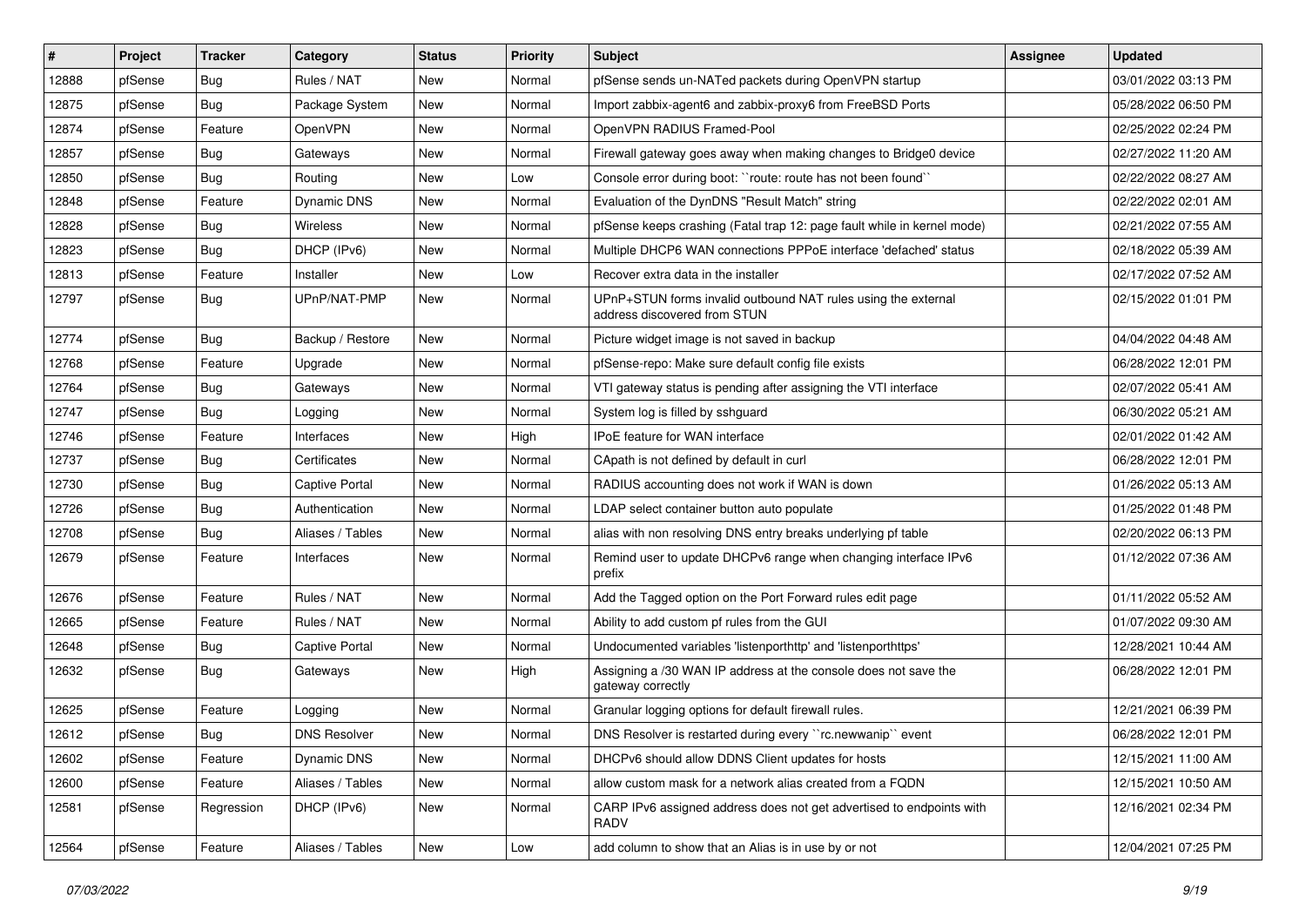| # | Project | Tracker | Category | Status | Priority | Subject | Assignee | Updated |
| --- | --- | --- | --- | --- | --- | --- | --- | --- |
| 12888 | pfSense | Bug | Rules / NAT | New | Normal | pfSense sends un-NATed packets during OpenVPN startup | | 03/01/2022 03:13 PM |
| 12875 | pfSense | Bug | Package System | New | Normal | Import zabbix-agent6 and zabbix-proxy6 from FreeBSD Ports | | 05/28/2022 06:50 PM |
| 12874 | pfSense | Feature | OpenVPN | New | Normal | OpenVPN RADIUS Framed-Pool | | 02/25/2022 02:24 PM |
| 12857 | pfSense | Bug | Gateways | New | Normal | Firewall gateway goes away when making changes to Bridge0 device | | 02/27/2022 11:20 AM |
| 12850 | pfSense | Bug | Routing | New | Low | Console error during boot: ``route: route has not been found`` | | 02/22/2022 08:27 AM |
| 12848 | pfSense | Feature | Dynamic DNS | New | Normal | Evaluation of the DynDNS "Result Match" string | | 02/22/2022 02:01 AM |
| 12828 | pfSense | Bug | Wireless | New | Normal | pfSense keeps crashing (Fatal trap 12: page fault while in kernel mode) | | 02/21/2022 07:55 AM |
| 12823 | pfSense | Bug | DHCP (IPv6) | New | Normal | Multiple DHCP6 WAN connections PPPoE interface 'defached' status | | 02/18/2022 05:39 AM |
| 12813 | pfSense | Feature | Installer | New | Low | Recover extra data in the installer | | 02/17/2022 07:52 AM |
| 12797 | pfSense | Bug | UPnP/NAT-PMP | New | Normal | UPnP+STUN forms invalid outbound NAT rules using the external address discovered from STUN | | 02/15/2022 01:01 PM |
| 12774 | pfSense | Bug | Backup / Restore | New | Normal | Picture widget image is not saved in backup | | 04/04/2022 04:48 AM |
| 12768 | pfSense | Feature | Upgrade | New | Normal | pfSense-repo: Make sure default config file exists | | 06/28/2022 12:01 PM |
| 12764 | pfSense | Bug | Gateways | New | Normal | VTI gateway status is pending after assigning the VTI interface | | 02/07/2022 05:41 AM |
| 12747 | pfSense | Bug | Logging | New | Normal | System log is filled by sshguard | | 06/30/2022 05:21 AM |
| 12746 | pfSense | Feature | Interfaces | New | High | IPoE feature for WAN interface | | 02/01/2022 01:42 AM |
| 12737 | pfSense | Bug | Certificates | New | Normal | CApath is not defined by default in curl | | 06/28/2022 12:01 PM |
| 12730 | pfSense | Bug | Captive Portal | New | Normal | RADIUS accounting does not work if WAN is down | | 01/26/2022 05:13 AM |
| 12726 | pfSense | Bug | Authentication | New | Normal | LDAP select container button auto populate | | 01/25/2022 01:48 PM |
| 12708 | pfSense | Bug | Aliases / Tables | New | Normal | alias with non resolving DNS entry breaks underlying pf table | | 02/20/2022 06:13 PM |
| 12679 | pfSense | Feature | Interfaces | New | Normal | Remind user to update DHCPv6 range when changing interface IPv6 prefix | | 01/12/2022 07:36 AM |
| 12676 | pfSense | Feature | Rules / NAT | New | Normal | Add the Tagged option on the Port Forward rules edit page | | 01/11/2022 05:52 AM |
| 12665 | pfSense | Feature | Rules / NAT | New | Normal | Ability to add custom pf rules from the GUI | | 01/07/2022 09:30 AM |
| 12648 | pfSense | Bug | Captive Portal | New | Normal | Undocumented variables 'listenporthttp' and 'listenporthttps' | | 12/28/2021 10:44 AM |
| 12632 | pfSense | Bug | Gateways | New | High | Assigning a /30 WAN IP address at the console does not save the gateway correctly | | 06/28/2022 12:01 PM |
| 12625 | pfSense | Feature | Logging | New | Normal | Granular logging options for default firewall rules. | | 12/21/2021 06:39 PM |
| 12612 | pfSense | Bug | DNS Resolver | New | Normal | DNS Resolver is restarted during every ``rc.newwanip`` event | | 06/28/2022 12:01 PM |
| 12602 | pfSense | Feature | Dynamic DNS | New | Normal | DHCPv6 should allow DDNS Client updates for hosts | | 12/15/2021 11:00 AM |
| 12600 | pfSense | Feature | Aliases / Tables | New | Normal | allow custom mask for a network alias created from a FQDN | | 12/15/2021 10:50 AM |
| 12581 | pfSense | Regression | DHCP (IPv6) | New | Normal | CARP IPv6 assigned address does not get advertised to endpoints with RADV | | 12/16/2021 02:34 PM |
| 12564 | pfSense | Feature | Aliases / Tables | New | Low | add column to show that an Alias is in use by or not | | 12/04/2021 07:25 PM |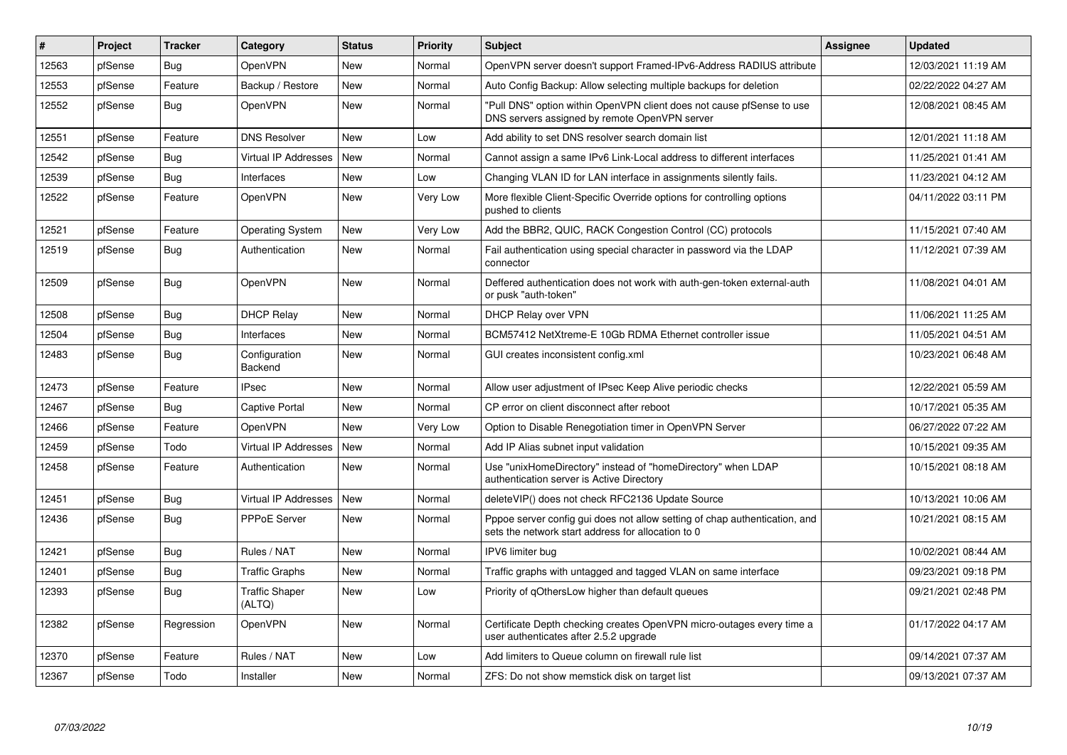| # | Project | Tracker | Category | Status | Priority | Subject | Assignee | Updated |
|---|---|---|---|---|---|---|---|---|
| 12563 | pfSense | Bug | OpenVPN | New | Normal | OpenVPN server doesn't support Framed-IPv6-Address RADIUS attribute | | 12/03/2021 11:19 AM |
| 12553 | pfSense | Feature | Backup / Restore | New | Normal | Auto Config Backup: Allow selecting multiple backups for deletion | | 02/22/2022 04:27 AM |
| 12552 | pfSense | Bug | OpenVPN | New | Normal | "Pull DNS" option within OpenVPN client does not cause pfSense to use DNS servers assigned by remote OpenVPN server | | 12/08/2021 08:45 AM |
| 12551 | pfSense | Feature | DNS Resolver | New | Low | Add ability to set DNS resolver search domain list | | 12/01/2021 11:18 AM |
| 12542 | pfSense | Bug | Virtual IP Addresses | New | Normal | Cannot assign a same IPv6 Link-Local address to different interfaces | | 11/25/2021 01:41 AM |
| 12539 | pfSense | Bug | Interfaces | New | Low | Changing VLAN ID for LAN interface in assignments silently fails. | | 11/23/2021 04:12 AM |
| 12522 | pfSense | Feature | OpenVPN | New | Very Low | More flexible Client-Specific Override options for controlling options pushed to clients | | 04/11/2022 03:11 PM |
| 12521 | pfSense | Feature | Operating System | New | Very Low | Add the BBR2, QUIC, RACK Congestion Control (CC) protocols | | 11/15/2021 07:40 AM |
| 12519 | pfSense | Bug | Authentication | New | Normal | Fail authentication using special character in password via the LDAP connector | | 11/12/2021 07:39 AM |
| 12509 | pfSense | Bug | OpenVPN | New | Normal | Deffered authentication does not work with auth-gen-token external-auth or pusk "auth-token" | | 11/08/2021 04:01 AM |
| 12508 | pfSense | Bug | DHCP Relay | New | Normal | DHCP Relay over VPN | | 11/06/2021 11:25 AM |
| 12504 | pfSense | Bug | Interfaces | New | Normal | BCM57412 NetXtreme-E 10Gb RDMA Ethernet controller issue | | 11/05/2021 04:51 AM |
| 12483 | pfSense | Bug | Configuration Backend | New | Normal | GUI creates inconsistent config.xml | | 10/23/2021 06:48 AM |
| 12473 | pfSense | Feature | IPsec | New | Normal | Allow user adjustment of IPsec Keep Alive periodic checks | | 12/22/2021 05:59 AM |
| 12467 | pfSense | Bug | Captive Portal | New | Normal | CP error on client disconnect after reboot | | 10/17/2021 05:35 AM |
| 12466 | pfSense | Feature | OpenVPN | New | Very Low | Option to Disable Renegotiation timer in OpenVPN Server | | 06/27/2022 07:22 AM |
| 12459 | pfSense | Todo | Virtual IP Addresses | New | Normal | Add IP Alias subnet input validation | | 10/15/2021 09:35 AM |
| 12458 | pfSense | Feature | Authentication | New | Normal | Use "unixHomeDirectory" instead of "homeDirectory" when LDAP authentication server is Active Directory | | 10/15/2021 08:18 AM |
| 12451 | pfSense | Bug | Virtual IP Addresses | New | Normal | deleteVIP() does not check RFC2136 Update Source | | 10/13/2021 10:06 AM |
| 12436 | pfSense | Bug | PPPoE Server | New | Normal | Pppoe server config gui does not allow setting of chap authentication, and sets the network start address for allocation to 0 | | 10/21/2021 08:15 AM |
| 12421 | pfSense | Bug | Rules / NAT | New | Normal | IPV6 limiter bug | | 10/02/2021 08:44 AM |
| 12401 | pfSense | Bug | Traffic Graphs | New | Normal | Traffic graphs with untagged and tagged VLAN on same interface | | 09/23/2021 09:18 PM |
| 12393 | pfSense | Bug | Traffic Shaper (ALTQ) | New | Low | Priority of qOthersLow higher than default queues | | 09/21/2021 02:48 PM |
| 12382 | pfSense | Regression | OpenVPN | New | Normal | Certificate Depth checking creates OpenVPN micro-outages every time a user authenticates after 2.5.2 upgrade | | 01/17/2022 04:17 AM |
| 12370 | pfSense | Feature | Rules / NAT | New | Low | Add limiters to Queue column on firewall rule list | | 09/14/2021 07:37 AM |
| 12367 | pfSense | Todo | Installer | New | Normal | ZFS: Do not show memstick disk on target list | | 09/13/2021 07:37 AM |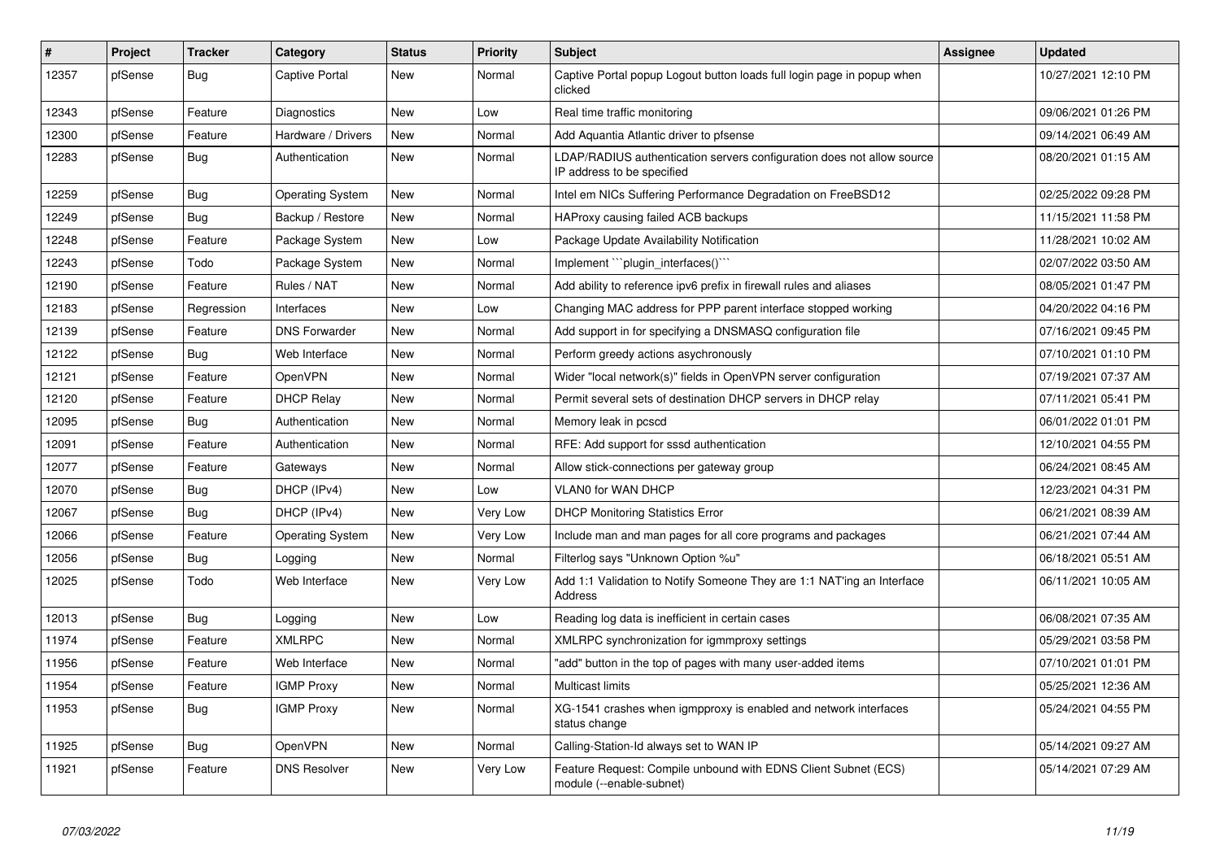| # | Project | Tracker | Category | Status | Priority | Subject | Assignee | Updated |
|---|---|---|---|---|---|---|---|---|
| 12357 | pfSense | Bug | Captive Portal | New | Normal | Captive Portal popup Logout button loads full login page in popup when clicked | | 10/27/2021 12:10 PM |
| 12343 | pfSense | Feature | Diagnostics | New | Low | Real time traffic monitoring | | 09/06/2021 01:26 PM |
| 12300 | pfSense | Feature | Hardware / Drivers | New | Normal | Add Aquantia Atlantic driver to pfsense | | 09/14/2021 06:49 AM |
| 12283 | pfSense | Bug | Authentication | New | Normal | LDAP/RADIUS authentication servers configuration does not allow source IP address to be specified | | 08/20/2021 01:15 AM |
| 12259 | pfSense | Bug | Operating System | New | Normal | Intel em NICs Suffering Performance Degradation on FreeBSD12 | | 02/25/2022 09:28 PM |
| 12249 | pfSense | Bug | Backup / Restore | New | Normal | HAProxy causing failed ACB backups | | 11/15/2021 11:58 PM |
| 12248 | pfSense | Feature | Package System | New | Low | Package Update Availability Notification | | 11/28/2021 10:02 AM |
| 12243 | pfSense | Todo | Package System | New | Normal | Implement ```plugin_interfaces()``` | | 02/07/2022 03:50 AM |
| 12190 | pfSense | Feature | Rules / NAT | New | Normal | Add ability to reference ipv6 prefix in firewall rules and aliases | | 08/05/2021 01:47 PM |
| 12183 | pfSense | Regression | Interfaces | New | Low | Changing MAC address for PPP parent interface stopped working | | 04/20/2022 04:16 PM |
| 12139 | pfSense | Feature | DNS Forwarder | New | Normal | Add support in for specifying a DNSMASQ configuration file | | 07/16/2021 09:45 PM |
| 12122 | pfSense | Bug | Web Interface | New | Normal | Perform greedy actions asychronously | | 07/10/2021 01:10 PM |
| 12121 | pfSense | Feature | OpenVPN | New | Normal | Wider "local network(s)" fields in OpenVPN server configuration | | 07/19/2021 07:37 AM |
| 12120 | pfSense | Feature | DHCP Relay | New | Normal | Permit several sets of destination DHCP servers in DHCP relay | | 07/11/2021 05:41 PM |
| 12095 | pfSense | Bug | Authentication | New | Normal | Memory leak in pcscd | | 06/01/2022 01:01 PM |
| 12091 | pfSense | Feature | Authentication | New | Normal | RFE: Add support for sssd authentication | | 12/10/2021 04:55 PM |
| 12077 | pfSense | Feature | Gateways | New | Normal | Allow stick-connections per gateway group | | 06/24/2021 08:45 AM |
| 12070 | pfSense | Bug | DHCP (IPv4) | New | Low | VLAN0 for WAN DHCP | | 12/23/2021 04:31 PM |
| 12067 | pfSense | Bug | DHCP (IPv4) | New | Very Low | DHCP Monitoring Statistics Error | | 06/21/2021 08:39 AM |
| 12066 | pfSense | Feature | Operating System | New | Very Low | Include man and man pages for all core programs and packages | | 06/21/2021 07:44 AM |
| 12056 | pfSense | Bug | Logging | New | Normal | Filterlog says "Unknown Option %u" | | 06/18/2021 05:51 AM |
| 12025 | pfSense | Todo | Web Interface | New | Very Low | Add 1:1 Validation to Notify Someone They are 1:1 NAT'ing an Interface Address | | 06/11/2021 10:05 AM |
| 12013 | pfSense | Bug | Logging | New | Low | Reading log data is inefficient in certain cases | | 06/08/2021 07:35 AM |
| 11974 | pfSense | Feature | XMLRPC | New | Normal | XMLRPC synchronization for igmmproxy settings | | 05/29/2021 03:58 PM |
| 11956 | pfSense | Feature | Web Interface | New | Normal | "add" button in the top of pages with many user-added items | | 07/10/2021 01:01 PM |
| 11954 | pfSense | Feature | IGMP Proxy | New | Normal | Multicast limits | | 05/25/2021 12:36 AM |
| 11953 | pfSense | Bug | IGMP Proxy | New | Normal | XG-1541 crashes when igmpproxy is enabled and network interfaces status change | | 05/24/2021 04:55 PM |
| 11925 | pfSense | Bug | OpenVPN | New | Normal | Calling-Station-Id always set to WAN IP | | 05/14/2021 09:27 AM |
| 11921 | pfSense | Feature | DNS Resolver | New | Very Low | Feature Request: Compile unbound with EDNS Client Subnet (ECS) module (--enable-subnet) | | 05/14/2021 07:29 AM |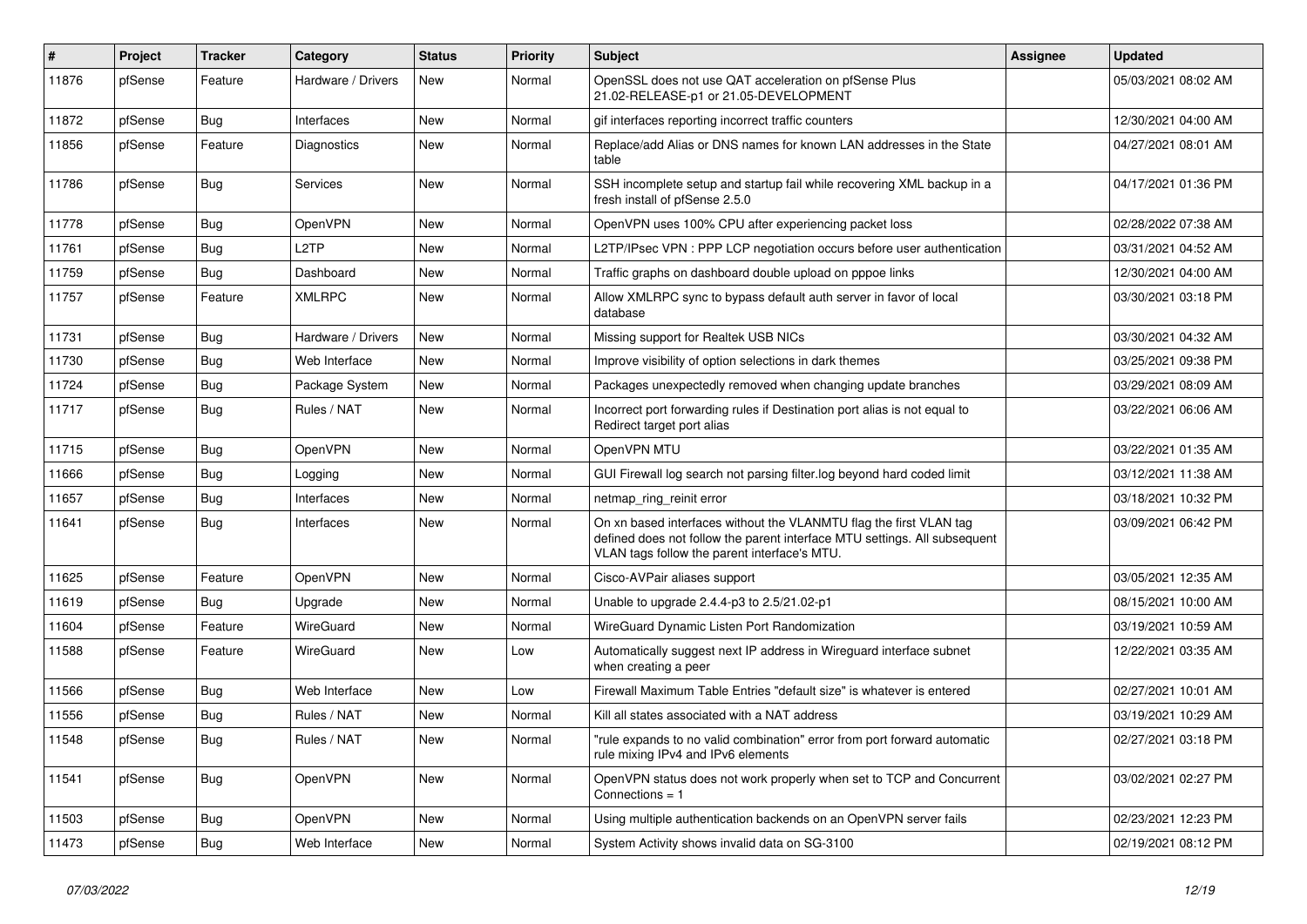| # | Project | Tracker | Category | Status | Priority | Subject | Assignee | Updated |
|---|---|---|---|---|---|---|---|---|
| 11876 | pfSense | Feature | Hardware / Drivers | New | Normal | OpenSSL does not use QAT acceleration on pfSense Plus 21.02-RELEASE-p1 or 21.05-DEVELOPMENT | | 05/03/2021 08:02 AM |
| 11872 | pfSense | Bug | Interfaces | New | Normal | gif interfaces reporting incorrect traffic counters | | 12/30/2021 04:00 AM |
| 11856 | pfSense | Feature | Diagnostics | New | Normal | Replace/add Alias or DNS names for known LAN addresses in the State table | | 04/27/2021 08:01 AM |
| 11786 | pfSense | Bug | Services | New | Normal | SSH incomplete setup and startup fail while recovering XML backup in a fresh install of pfSense 2.5.0 | | 04/17/2021 01:36 PM |
| 11778 | pfSense | Bug | OpenVPN | New | Normal | OpenVPN uses 100% CPU after experiencing packet loss | | 02/28/2022 07:38 AM |
| 11761 | pfSense | Bug | L2TP | New | Normal | L2TP/IPsec VPN : PPP LCP negotiation occurs before user authentication | | 03/31/2021 04:52 AM |
| 11759 | pfSense | Bug | Dashboard | New | Normal | Traffic graphs on dashboard double upload on pppoe links | | 12/30/2021 04:00 AM |
| 11757 | pfSense | Feature | XMLRPC | New | Normal | Allow XMLRPC sync to bypass default auth server in favor of local database | | 03/30/2021 03:18 PM |
| 11731 | pfSense | Bug | Hardware / Drivers | New | Normal | Missing support for Realtek USB NICs | | 03/30/2021 04:32 AM |
| 11730 | pfSense | Bug | Web Interface | New | Normal | Improve visibility of option selections in dark themes | | 03/25/2021 09:38 PM |
| 11724 | pfSense | Bug | Package System | New | Normal | Packages unexpectedly removed when changing update branches | | 03/29/2021 08:09 AM |
| 11717 | pfSense | Bug | Rules / NAT | New | Normal | Incorrect port forwarding rules if Destination port alias is not equal to Redirect target port alias | | 03/22/2021 06:06 AM |
| 11715 | pfSense | Bug | OpenVPN | New | Normal | OpenVPN MTU | | 03/22/2021 01:35 AM |
| 11666 | pfSense | Bug | Logging | New | Normal | GUI Firewall log search not parsing filter.log beyond hard coded limit | | 03/12/2021 11:38 AM |
| 11657 | pfSense | Bug | Interfaces | New | Normal | netmap_ring_reinit error | | 03/18/2021 10:32 PM |
| 11641 | pfSense | Bug | Interfaces | New | Normal | On xn based interfaces without the VLANMTU flag the first VLAN tag defined does not follow the parent interface MTU settings. All subsequent VLAN tags follow the parent interface's MTU. | | 03/09/2021 06:42 PM |
| 11625 | pfSense | Feature | OpenVPN | New | Normal | Cisco-AVPair aliases support | | 03/05/2021 12:35 AM |
| 11619 | pfSense | Bug | Upgrade | New | Normal | Unable to upgrade 2.4.4-p3 to 2.5/21.02-p1 | | 08/15/2021 10:00 AM |
| 11604 | pfSense | Feature | WireGuard | New | Normal | WireGuard Dynamic Listen Port Randomization | | 03/19/2021 10:59 AM |
| 11588 | pfSense | Feature | WireGuard | New | Low | Automatically suggest next IP address in Wireguard interface subnet when creating a peer | | 12/22/2021 03:35 AM |
| 11566 | pfSense | Bug | Web Interface | New | Low | Firewall Maximum Table Entries "default size" is whatever is entered | | 02/27/2021 10:01 AM |
| 11556 | pfSense | Bug | Rules / NAT | New | Normal | Kill all states associated with a NAT address | | 03/19/2021 10:29 AM |
| 11548 | pfSense | Bug | Rules / NAT | New | Normal | "rule expands to no valid combination" error from port forward automatic rule mixing IPv4 and IPv6 elements | | 02/27/2021 03:18 PM |
| 11541 | pfSense | Bug | OpenVPN | New | Normal | OpenVPN status does not work properly when set to TCP and Concurrent Connections = 1 | | 03/02/2021 02:27 PM |
| 11503 | pfSense | Bug | OpenVPN | New | Normal | Using multiple authentication backends on an OpenVPN server fails | | 02/23/2021 12:23 PM |
| 11473 | pfSense | Bug | Web Interface | New | Normal | System Activity shows invalid data on SG-3100 | | 02/19/2021 08:12 PM |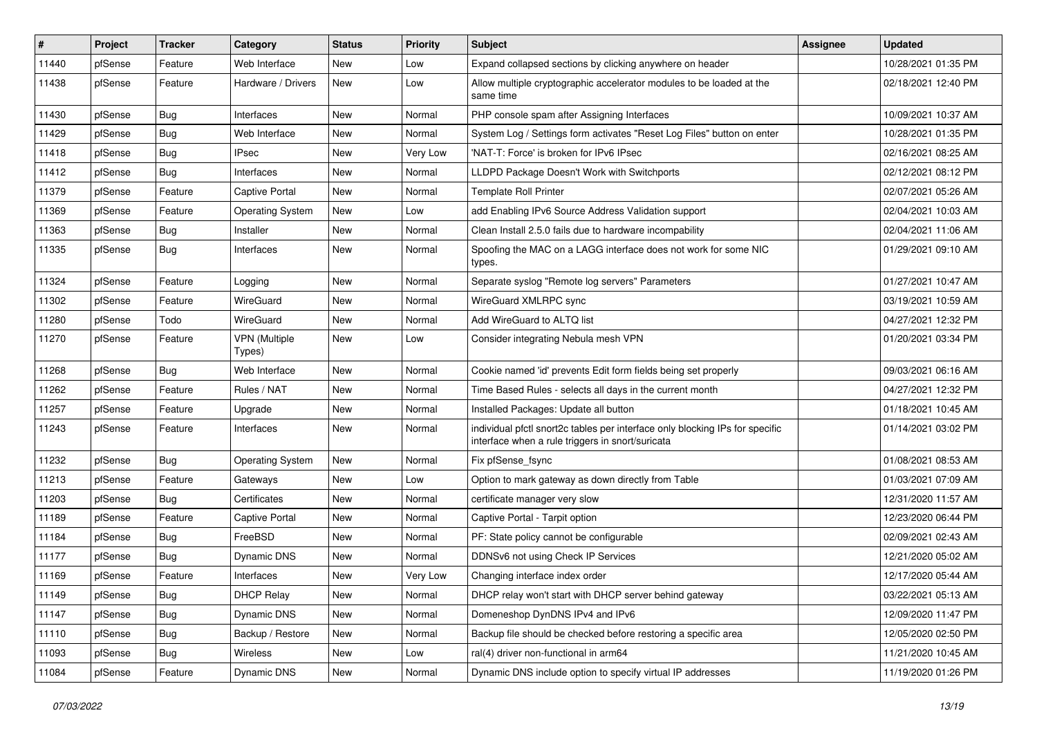| # | Project | Tracker | Category | Status | Priority | Subject | Assignee | Updated |
|---|---|---|---|---|---|---|---|---|
| 11440 | pfSense | Feature | Web Interface | New | Low | Expand collapsed sections by clicking anywhere on header | | 10/28/2021 01:35 PM |
| 11438 | pfSense | Feature | Hardware / Drivers | New | Low | Allow multiple cryptographic accelerator modules to be loaded at the same time | | 02/18/2021 12:40 PM |
| 11430 | pfSense | Bug | Interfaces | New | Normal | PHP console spam after Assigning Interfaces | | 10/09/2021 10:37 AM |
| 11429 | pfSense | Bug | Web Interface | New | Normal | System Log / Settings form activates "Reset Log Files" button on enter | | 10/28/2021 01:35 PM |
| 11418 | pfSense | Bug | IPsec | New | Very Low | 'NAT-T: Force' is broken for IPv6 IPsec | | 02/16/2021 08:25 AM |
| 11412 | pfSense | Bug | Interfaces | New | Normal | LLDPD Package Doesn't Work with Switchports | | 02/12/2021 08:12 PM |
| 11379 | pfSense | Feature | Captive Portal | New | Normal | Template Roll Printer | | 02/07/2021 05:26 AM |
| 11369 | pfSense | Feature | Operating System | New | Low | add Enabling IPv6 Source Address Validation support | | 02/04/2021 10:03 AM |
| 11363 | pfSense | Bug | Installer | New | Normal | Clean Install 2.5.0 fails due to hardware incompability | | 02/04/2021 11:06 AM |
| 11335 | pfSense | Bug | Interfaces | New | Normal | Spoofing the MAC on a LAGG interface does not work for some NIC types. | | 01/29/2021 09:10 AM |
| 11324 | pfSense | Feature | Logging | New | Normal | Separate syslog "Remote log servers" Parameters | | 01/27/2021 10:47 AM |
| 11302 | pfSense | Feature | WireGuard | New | Normal | WireGuard XMLRPC sync | | 03/19/2021 10:59 AM |
| 11280 | pfSense | Todo | WireGuard | New | Normal | Add WireGuard to ALTQ list | | 04/27/2021 12:32 PM |
| 11270 | pfSense | Feature | VPN (Multiple Types) | New | Low | Consider integrating Nebula mesh VPN | | 01/20/2021 03:34 PM |
| 11268 | pfSense | Bug | Web Interface | New | Normal | Cookie named 'id' prevents Edit form fields being set properly | | 09/03/2021 06:16 AM |
| 11262 | pfSense | Feature | Rules / NAT | New | Normal | Time Based Rules - selects all days in the current month | | 04/27/2021 12:32 PM |
| 11257 | pfSense | Feature | Upgrade | New | Normal | Installed Packages: Update all button | | 01/18/2021 10:45 AM |
| 11243 | pfSense | Feature | Interfaces | New | Normal | individual pfctl snort2c tables per interface only blocking IPs for specific interface when a rule triggers in snort/suricata | | 01/14/2021 03:02 PM |
| 11232 | pfSense | Bug | Operating System | New | Normal | Fix pfSense_fsync | | 01/08/2021 08:53 AM |
| 11213 | pfSense | Feature | Gateways | New | Low | Option to mark gateway as down directly from Table | | 01/03/2021 07:09 AM |
| 11203 | pfSense | Bug | Certificates | New | Normal | certificate manager very slow | | 12/31/2020 11:57 AM |
| 11189 | pfSense | Feature | Captive Portal | New | Normal | Captive Portal - Tarpit option | | 12/23/2020 06:44 PM |
| 11184 | pfSense | Bug | FreeBSD | New | Normal | PF: State policy cannot be configurable | | 02/09/2021 02:43 AM |
| 11177 | pfSense | Bug | Dynamic DNS | New | Normal | DDNSv6 not using Check IP Services | | 12/21/2020 05:02 AM |
| 11169 | pfSense | Feature | Interfaces | New | Very Low | Changing interface index order | | 12/17/2020 05:44 AM |
| 11149 | pfSense | Bug | DHCP Relay | New | Normal | DHCP relay won't start with DHCP server behind gateway | | 03/22/2021 05:13 AM |
| 11147 | pfSense | Bug | Dynamic DNS | New | Normal | Domeneshop DynDNS IPv4 and IPv6 | | 12/09/2020 11:47 PM |
| 11110 | pfSense | Bug | Backup / Restore | New | Normal | Backup file should be checked before restoring a specific area | | 12/05/2020 02:50 PM |
| 11093 | pfSense | Bug | Wireless | New | Low | ral(4) driver non-functional in arm64 | | 11/21/2020 10:45 AM |
| 11084 | pfSense | Feature | Dynamic DNS | New | Normal | Dynamic DNS include option to specify virtual IP addresses | | 11/19/2020 01:26 PM |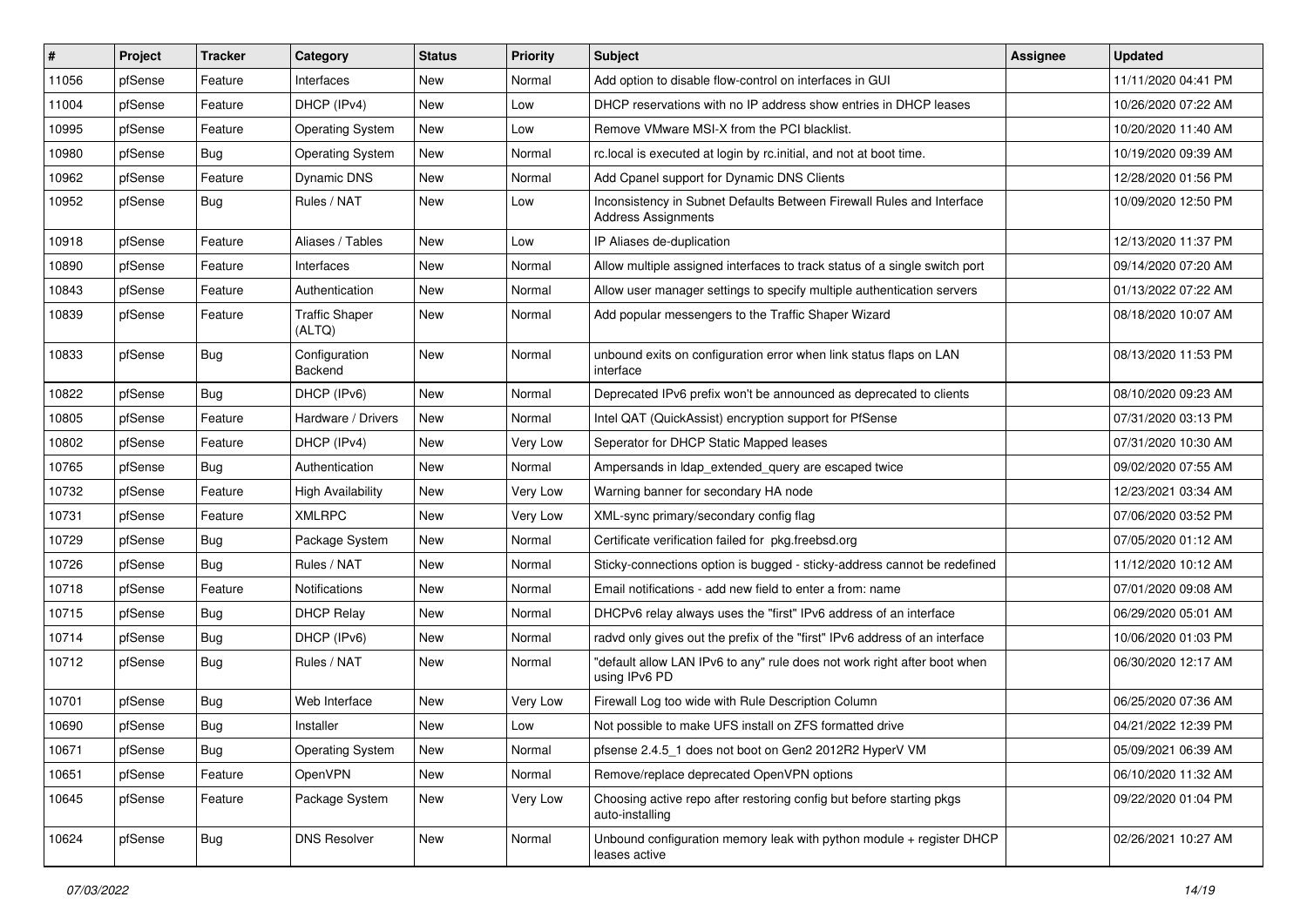| # | Project | Tracker | Category | Status | Priority | Subject | Assignee | Updated |
|---|---|---|---|---|---|---|---|---|
| 11056 | pfSense | Feature | Interfaces | New | Normal | Add option to disable flow-control on interfaces in GUI | | 11/11/2020 04:41 PM |
| 11004 | pfSense | Feature | DHCP (IPv4) | New | Low | DHCP reservations with no IP address show entries in DHCP leases | | 10/26/2020 07:22 AM |
| 10995 | pfSense | Feature | Operating System | New | Low | Remove VMware MSI-X from the PCI blacklist. | | 10/20/2020 11:40 AM |
| 10980 | pfSense | Bug | Operating System | New | Normal | rc.local is executed at login by rc.initial, and not at boot time. | | 10/19/2020 09:39 AM |
| 10962 | pfSense | Feature | Dynamic DNS | New | Normal | Add Cpanel support for Dynamic DNS Clients | | 12/28/2020 01:56 PM |
| 10952 | pfSense | Bug | Rules / NAT | New | Low | Inconsistency in Subnet Defaults Between Firewall Rules and Interface Address Assignments | | 10/09/2020 12:50 PM |
| 10918 | pfSense | Feature | Aliases / Tables | New | Low | IP Aliases de-duplication | | 12/13/2020 11:37 PM |
| 10890 | pfSense | Feature | Interfaces | New | Normal | Allow multiple assigned interfaces to track status of a single switch port | | 09/14/2020 07:20 AM |
| 10843 | pfSense | Feature | Authentication | New | Normal | Allow user manager settings to specify multiple authentication servers | | 01/13/2022 07:22 AM |
| 10839 | pfSense | Feature | Traffic Shaper (ALTQ) | New | Normal | Add popular messengers to the Traffic Shaper Wizard | | 08/18/2020 10:07 AM |
| 10833 | pfSense | Bug | Configuration Backend | New | Normal | unbound exits on configuration error when link status flaps on LAN interface | | 08/13/2020 11:53 PM |
| 10822 | pfSense | Bug | DHCP (IPv6) | New | Normal | Deprecated IPv6 prefix won't be announced as deprecated to clients | | 08/10/2020 09:23 AM |
| 10805 | pfSense | Feature | Hardware / Drivers | New | Normal | Intel QAT (QuickAssist) encryption support for PfSense | | 07/31/2020 03:13 PM |
| 10802 | pfSense | Feature | DHCP (IPv4) | New | Very Low | Seperator for DHCP Static Mapped leases | | 07/31/2020 10:30 AM |
| 10765 | pfSense | Bug | Authentication | New | Normal | Ampersands in ldap_extended_query are escaped twice | | 09/02/2020 07:55 AM |
| 10732 | pfSense | Feature | High Availability | New | Very Low | Warning banner for secondary HA node | | 12/23/2021 03:34 AM |
| 10731 | pfSense | Feature | XMLRPC | New | Very Low | XML-sync primary/secondary config flag | | 07/06/2020 03:52 PM |
| 10729 | pfSense | Bug | Package System | New | Normal | Certificate verification failed for pkg.freebsd.org | | 07/05/2020 01:12 AM |
| 10726 | pfSense | Bug | Rules / NAT | New | Normal | Sticky-connections option is bugged - sticky-address cannot be redefined | | 11/12/2020 10:12 AM |
| 10718 | pfSense | Feature | Notifications | New | Normal | Email notifications - add new field to enter a from: name | | 07/01/2020 09:08 AM |
| 10715 | pfSense | Bug | DHCP Relay | New | Normal | DHCPv6 relay always uses the "first" IPv6 address of an interface | | 06/29/2020 05:01 AM |
| 10714 | pfSense | Bug | DHCP (IPv6) | New | Normal | radvd only gives out the prefix of the "first" IPv6 address of an interface | | 10/06/2020 01:03 PM |
| 10712 | pfSense | Bug | Rules / NAT | New | Normal | "default allow LAN IPv6 to any" rule does not work right after boot when using IPv6 PD | | 06/30/2020 12:17 AM |
| 10701 | pfSense | Bug | Web Interface | New | Very Low | Firewall Log too wide with Rule Description Column | | 06/25/2020 07:36 AM |
| 10690 | pfSense | Bug | Installer | New | Low | Not possible to make UFS install on ZFS formatted drive | | 04/21/2022 12:39 PM |
| 10671 | pfSense | Bug | Operating System | New | Normal | pfsense 2.4.5_1 does not boot on Gen2 2012R2 HyperV VM | | 05/09/2021 06:39 AM |
| 10651 | pfSense | Feature | OpenVPN | New | Normal | Remove/replace deprecated OpenVPN options | | 06/10/2020 11:32 AM |
| 10645 | pfSense | Feature | Package System | New | Very Low | Choosing active repo after restoring config but before starting pkgs auto-installing | | 09/22/2020 01:04 PM |
| 10624 | pfSense | Bug | DNS Resolver | New | Normal | Unbound configuration memory leak with python module + register DHCP leases active | | 02/26/2021 10:27 AM |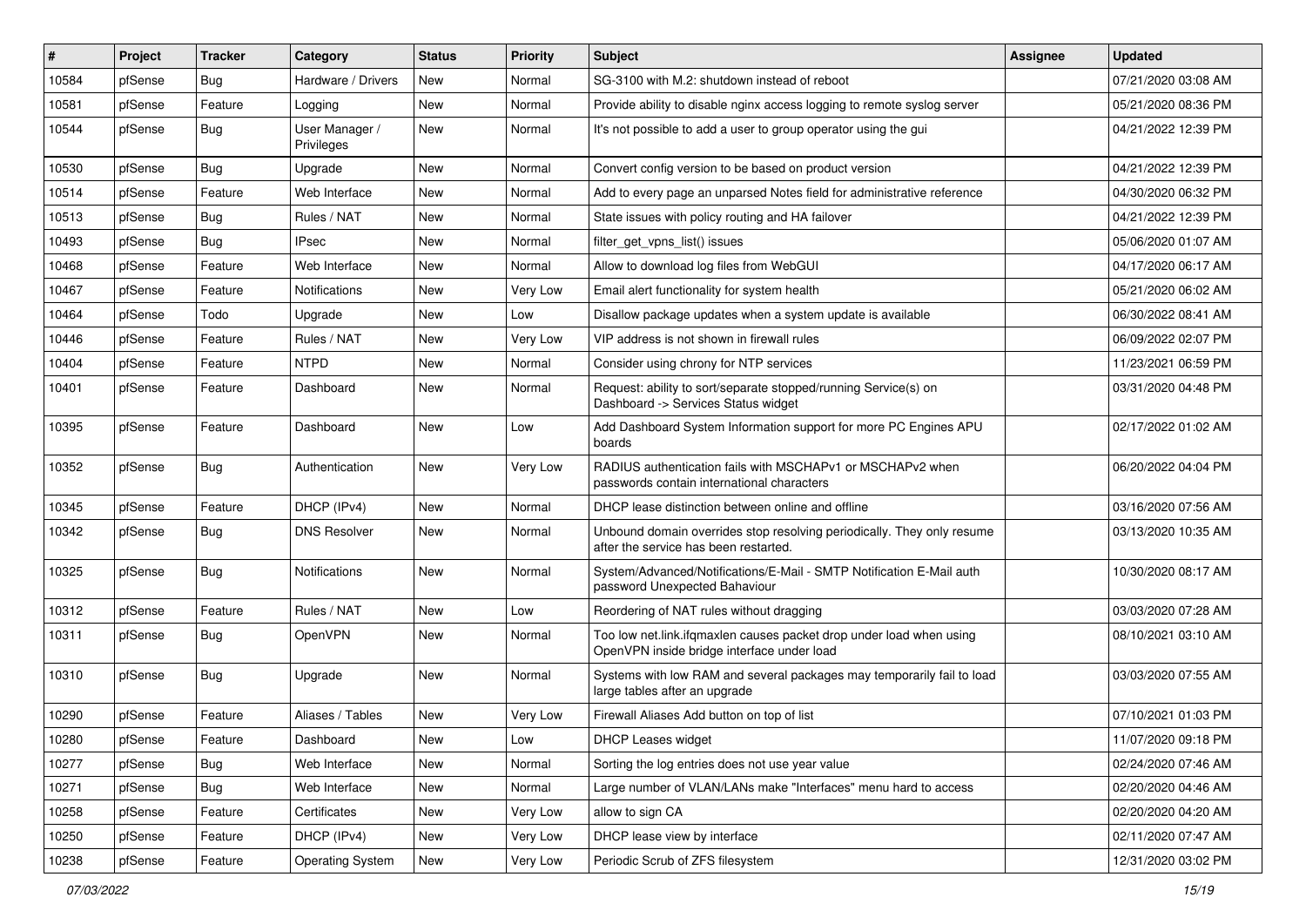| # | Project | Tracker | Category | Status | Priority | Subject | Assignee | Updated |
|---|---|---|---|---|---|---|---|---|
| 10584 | pfSense | Bug | Hardware / Drivers | New | Normal | SG-3100 with M.2: shutdown instead of reboot | | 07/21/2020 03:08 AM |
| 10581 | pfSense | Feature | Logging | New | Normal | Provide ability to disable nginx access logging to remote syslog server | | 05/21/2020 08:36 PM |
| 10544 | pfSense | Bug | User Manager / Privileges | New | Normal | It's not possible to add a user to group operator using the gui | | 04/21/2022 12:39 PM |
| 10530 | pfSense | Bug | Upgrade | New | Normal | Convert config version to be based on product version | | 04/21/2022 12:39 PM |
| 10514 | pfSense | Feature | Web Interface | New | Normal | Add to every page an unparsed Notes field for administrative reference | | 04/30/2020 06:32 PM |
| 10513 | pfSense | Bug | Rules / NAT | New | Normal | State issues with policy routing and HA failover | | 04/21/2022 12:39 PM |
| 10493 | pfSense | Bug | IPsec | New | Normal | filter_get_vpns_list() issues | | 05/06/2020 01:07 AM |
| 10468 | pfSense | Feature | Web Interface | New | Normal | Allow to download log files from WebGUI | | 04/17/2020 06:17 AM |
| 10467 | pfSense | Feature | Notifications | New | Very Low | Email alert functionality for system health | | 05/21/2020 06:02 AM |
| 10464 | pfSense | Todo | Upgrade | New | Low | Disallow package updates when a system update is available | | 06/30/2022 08:41 AM |
| 10446 | pfSense | Feature | Rules / NAT | New | Very Low | VIP address is not shown in firewall rules | | 06/09/2022 02:07 PM |
| 10404 | pfSense | Feature | NTPD | New | Normal | Consider using chrony for NTP services | | 11/23/2021 06:59 PM |
| 10401 | pfSense | Feature | Dashboard | New | Normal | Request: ability to sort/separate stopped/running Service(s) on Dashboard -> Services Status widget | | 03/31/2020 04:48 PM |
| 10395 | pfSense | Feature | Dashboard | New | Low | Add Dashboard System Information support for more PC Engines APU boards | | 02/17/2022 01:02 AM |
| 10352 | pfSense | Bug | Authentication | New | Very Low | RADIUS authentication fails with MSCHAPv1 or MSCHAPv2 when passwords contain international characters | | 06/20/2022 04:04 PM |
| 10345 | pfSense | Feature | DHCP (IPv4) | New | Normal | DHCP lease distinction between online and offline | | 03/16/2020 07:56 AM |
| 10342 | pfSense | Bug | DNS Resolver | New | Normal | Unbound domain overrides stop resolving periodically. They only resume after the service has been restarted. | | 03/13/2020 10:35 AM |
| 10325 | pfSense | Bug | Notifications | New | Normal | System/Advanced/Notifications/E-Mail - SMTP Notification E-Mail auth password Unexpected Bahaviour | | 10/30/2020 08:17 AM |
| 10312 | pfSense | Feature | Rules / NAT | New | Low | Reordering of NAT rules without dragging | | 03/03/2020 07:28 AM |
| 10311 | pfSense | Bug | OpenVPN | New | Normal | Too low net.link.ifqmaxlen causes packet drop under load when using OpenVPN inside bridge interface under load | | 08/10/2021 03:10 AM |
| 10310 | pfSense | Bug | Upgrade | New | Normal | Systems with low RAM and several packages may temporarily fail to load large tables after an upgrade | | 03/03/2020 07:55 AM |
| 10290 | pfSense | Feature | Aliases / Tables | New | Very Low | Firewall Aliases Add button on top of list | | 07/10/2021 01:03 PM |
| 10280 | pfSense | Feature | Dashboard | New | Low | DHCP Leases widget | | 11/07/2020 09:18 PM |
| 10277 | pfSense | Bug | Web Interface | New | Normal | Sorting the log entries does not use year value | | 02/24/2020 07:46 AM |
| 10271 | pfSense | Bug | Web Interface | New | Normal | Large number of VLAN/LANs make "Interfaces" menu hard to access | | 02/20/2020 04:46 AM |
| 10258 | pfSense | Feature | Certificates | New | Very Low | allow to sign CA | | 02/20/2020 04:20 AM |
| 10250 | pfSense | Feature | DHCP (IPv4) | New | Very Low | DHCP lease view by interface | | 02/11/2020 07:47 AM |
| 10238 | pfSense | Feature | Operating System | New | Very Low | Periodic Scrub of ZFS filesystem | | 12/31/2020 03:02 PM |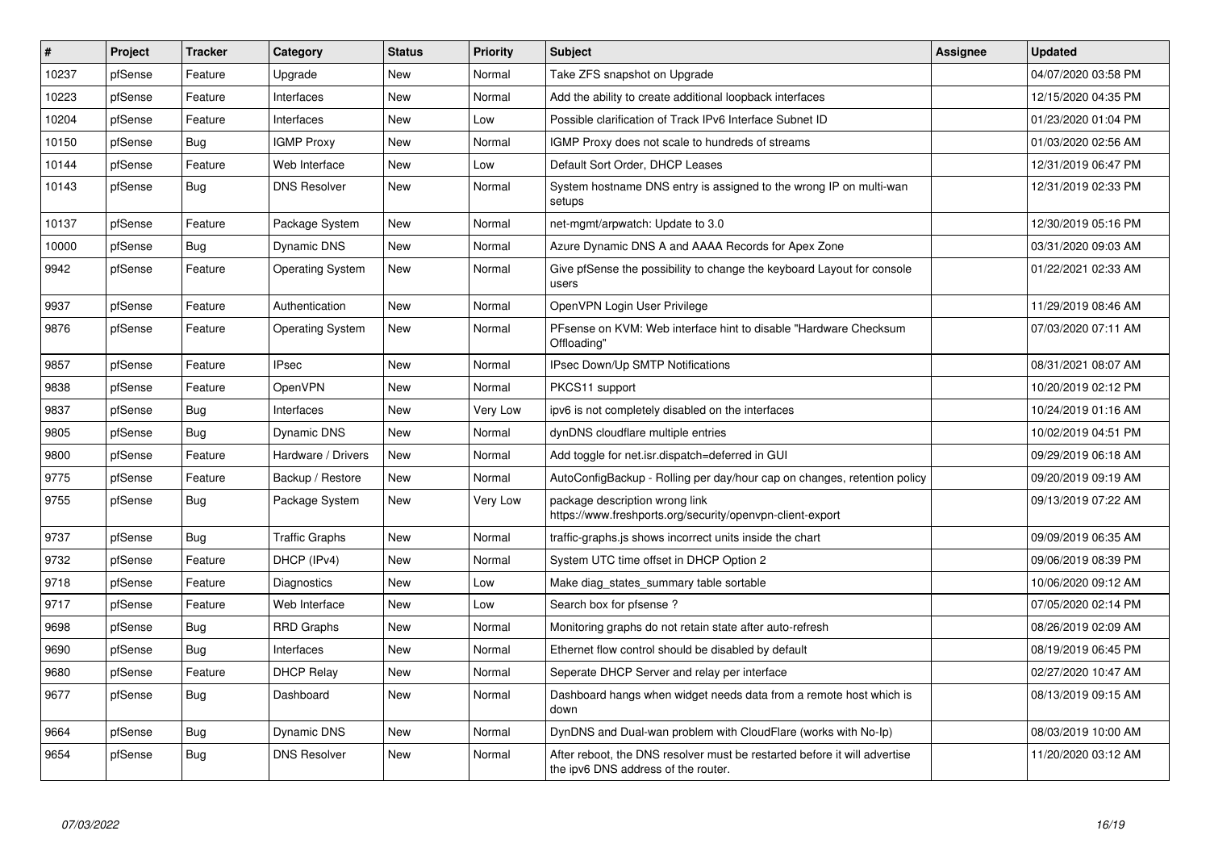| # | Project | Tracker | Category | Status | Priority | Subject | Assignee | Updated |
|---|---|---|---|---|---|---|---|---|
| 10237 | pfSense | Feature | Upgrade | New | Normal | Take ZFS snapshot on Upgrade | | 04/07/2020 03:58 PM |
| 10223 | pfSense | Feature | Interfaces | New | Normal | Add the ability to create additional loopback interfaces | | 12/15/2020 04:35 PM |
| 10204 | pfSense | Feature | Interfaces | New | Low | Possible clarification of Track IPv6 Interface Subnet ID | | 01/23/2020 01:04 PM |
| 10150 | pfSense | Bug | IGMP Proxy | New | Normal | IGMP Proxy does not scale to hundreds of streams | | 01/03/2020 02:56 AM |
| 10144 | pfSense | Feature | Web Interface | New | Low | Default Sort Order, DHCP Leases | | 12/31/2019 06:47 PM |
| 10143 | pfSense | Bug | DNS Resolver | New | Normal | System hostname DNS entry is assigned to the wrong IP on multi-wan setups | | 12/31/2019 02:33 PM |
| 10137 | pfSense | Feature | Package System | New | Normal | net-mgmt/arpwatch: Update to 3.0 | | 12/30/2019 05:16 PM |
| 10000 | pfSense | Bug | Dynamic DNS | New | Normal | Azure Dynamic DNS A and AAAA Records for Apex Zone | | 03/31/2020 09:03 AM |
| 9942 | pfSense | Feature | Operating System | New | Normal | Give pfSense the possibility to change the keyboard Layout for console users | | 01/22/2021 02:33 AM |
| 9937 | pfSense | Feature | Authentication | New | Normal | OpenVPN Login User Privilege | | 11/29/2019 08:46 AM |
| 9876 | pfSense | Feature | Operating System | New | Normal | PFsense on KVM: Web interface hint to disable "Hardware Checksum Offloading" | | 07/03/2020 07:11 AM |
| 9857 | pfSense | Feature | IPsec | New | Normal | IPsec Down/Up SMTP Notifications | | 08/31/2021 08:07 AM |
| 9838 | pfSense | Feature | OpenVPN | New | Normal | PKCS11 support | | 10/20/2019 02:12 PM |
| 9837 | pfSense | Bug | Interfaces | New | Very Low | ipv6 is not completely disabled on the interfaces | | 10/24/2019 01:16 AM |
| 9805 | pfSense | Bug | Dynamic DNS | New | Normal | dynDNS cloudflare multiple entries | | 10/02/2019 04:51 PM |
| 9800 | pfSense | Feature | Hardware / Drivers | New | Normal | Add toggle for net.isr.dispatch=deferred in GUI | | 09/29/2019 06:18 AM |
| 9775 | pfSense | Feature | Backup / Restore | New | Normal | AutoConfigBackup - Rolling per day/hour cap on changes, retention policy | | 09/20/2019 09:19 AM |
| 9755 | pfSense | Bug | Package System | New | Very Low | package description wrong link https://www.freshports.org/security/openvpn-client-export | | 09/13/2019 07:22 AM |
| 9737 | pfSense | Bug | Traffic Graphs | New | Normal | traffic-graphs.js shows incorrect units inside the chart | | 09/09/2019 06:35 AM |
| 9732 | pfSense | Feature | DHCP (IPv4) | New | Normal | System UTC time offset in DHCP Option 2 | | 09/06/2019 08:39 PM |
| 9718 | pfSense | Feature | Diagnostics | New | Low | Make diag_states_summary table sortable | | 10/06/2020 09:12 AM |
| 9717 | pfSense | Feature | Web Interface | New | Low | Search box for pfsense ? | | 07/05/2020 02:14 PM |
| 9698 | pfSense | Bug | RRD Graphs | New | Normal | Monitoring graphs do not retain state after auto-refresh | | 08/26/2019 02:09 AM |
| 9690 | pfSense | Bug | Interfaces | New | Normal | Ethernet flow control should be disabled by default | | 08/19/2019 06:45 PM |
| 9680 | pfSense | Feature | DHCP Relay | New | Normal | Seperate DHCP Server and relay per interface | | 02/27/2020 10:47 AM |
| 9677 | pfSense | Bug | Dashboard | New | Normal | Dashboard hangs when widget needs data from a remote host which is down | | 08/13/2019 09:15 AM |
| 9664 | pfSense | Bug | Dynamic DNS | New | Normal | DynDNS and Dual-wan problem with CloudFlare (works with No-Ip) | | 08/03/2019 10:00 AM |
| 9654 | pfSense | Bug | DNS Resolver | New | Normal | After reboot, the DNS resolver must be restarted before it will advertise the ipv6 DNS address of the router. | | 11/20/2020 03:12 AM |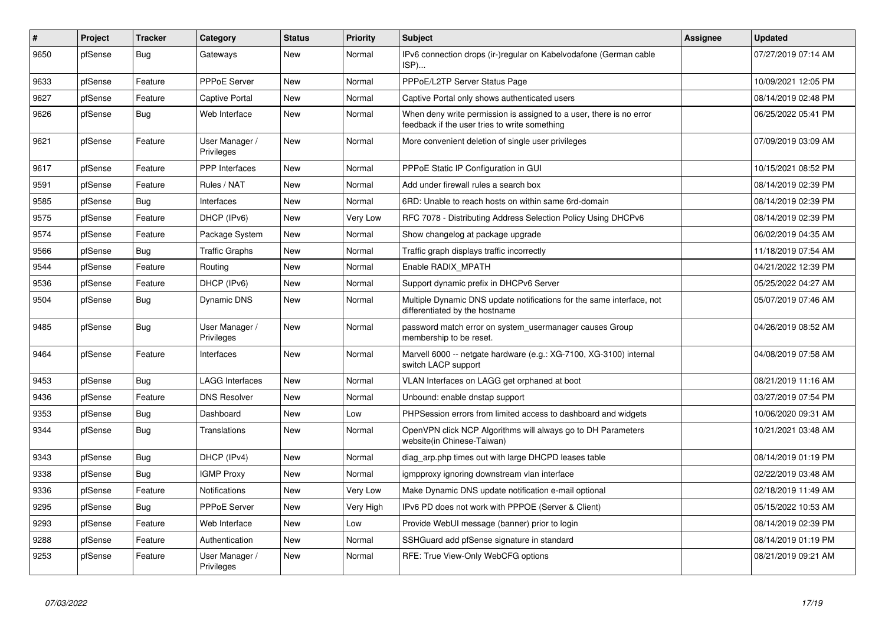| # | Project | Tracker | Category | Status | Priority | Subject | Assignee | Updated |
|---|---|---|---|---|---|---|---|---|
| 9650 | pfSense | Bug | Gateways | New | Normal | IPv6 connection drops (ir-)regular on Kabelvodafone (German cable ISP)... | | 07/27/2019 07:14 AM |
| 9633 | pfSense | Feature | PPPoE Server | New | Normal | PPPoE/L2TP Server Status Page | | 10/09/2021 12:05 PM |
| 9627 | pfSense | Feature | Captive Portal | New | Normal | Captive Portal only shows authenticated users | | 08/14/2019 02:48 PM |
| 9626 | pfSense | Bug | Web Interface | New | Normal | When deny write permission is assigned to a user, there is no error feedback if the user tries to write something | | 06/25/2022 05:41 PM |
| 9621 | pfSense | Feature | User Manager / Privileges | New | Normal | More convenient deletion of single user privileges | | 07/09/2019 03:09 AM |
| 9617 | pfSense | Feature | PPP Interfaces | New | Normal | PPPoE Static IP Configuration in GUI | | 10/15/2021 08:52 PM |
| 9591 | pfSense | Feature | Rules / NAT | New | Normal | Add under firewall rules a search box | | 08/14/2019 02:39 PM |
| 9585 | pfSense | Bug | Interfaces | New | Normal | 6RD: Unable to reach hosts on within same 6rd-domain | | 08/14/2019 02:39 PM |
| 9575 | pfSense | Feature | DHCP (IPv6) | New | Very Low | RFC 7078 - Distributing Address Selection Policy Using DHCPv6 | | 08/14/2019 02:39 PM |
| 9574 | pfSense | Feature | Package System | New | Normal | Show changelog at package upgrade | | 06/02/2019 04:35 AM |
| 9566 | pfSense | Bug | Traffic Graphs | New | Normal | Traffic graph displays traffic incorrectly | | 11/18/2019 07:54 AM |
| 9544 | pfSense | Feature | Routing | New | Normal | Enable RADIX_MPATH | | 04/21/2022 12:39 PM |
| 9536 | pfSense | Feature | DHCP (IPv6) | New | Normal | Support dynamic prefix in DHCPv6 Server | | 05/25/2022 04:27 AM |
| 9504 | pfSense | Bug | Dynamic DNS | New | Normal | Multiple Dynamic DNS update notifications for the same interface, not differentiated by the hostname | | 05/07/2019 07:46 AM |
| 9485 | pfSense | Bug | User Manager / Privileges | New | Normal | password match error on system_usermanager causes Group membership to be reset. | | 04/26/2019 08:52 AM |
| 9464 | pfSense | Feature | Interfaces | New | Normal | Marvell 6000 -- netgate hardware (e.g.: XG-7100, XG-3100) internal switch LACP support | | 04/08/2019 07:58 AM |
| 9453 | pfSense | Bug | LAGG Interfaces | New | Normal | VLAN Interfaces on LAGG get orphaned at boot | | 08/21/2019 11:16 AM |
| 9436 | pfSense | Feature | DNS Resolver | New | Normal | Unbound: enable dnstap support | | 03/27/2019 07:54 PM |
| 9353 | pfSense | Bug | Dashboard | New | Low | PHPSession errors from limited access to dashboard and widgets | | 10/06/2020 09:31 AM |
| 9344 | pfSense | Bug | Translations | New | Normal | OpenVPN click NCP Algorithms will always go to DH Parameters website(in Chinese-Taiwan) | | 10/21/2021 03:48 AM |
| 9343 | pfSense | Bug | DHCP (IPv4) | New | Normal | diag_arp.php times out with large DHCPD leases table | | 08/14/2019 01:19 PM |
| 9338 | pfSense | Bug | IGMP Proxy | New | Normal | igmpproxy ignoring downstream vlan interface | | 02/22/2019 03:48 AM |
| 9336 | pfSense | Feature | Notifications | New | Very Low | Make Dynamic DNS update notification e-mail optional | | 02/18/2019 11:49 AM |
| 9295 | pfSense | Bug | PPPoE Server | New | Very High | IPv6 PD does not work with PPPOE (Server & Client) | | 05/15/2022 10:53 AM |
| 9293 | pfSense | Feature | Web Interface | New | Low | Provide WebUI message (banner) prior to login | | 08/14/2019 02:39 PM |
| 9288 | pfSense | Feature | Authentication | New | Normal | SSHGuard add pfSense signature in standard | | 08/14/2019 01:19 PM |
| 9253 | pfSense | Feature | User Manager / Privileges | New | Normal | RFE: True View-Only WebCFG options | | 08/21/2019 09:21 AM |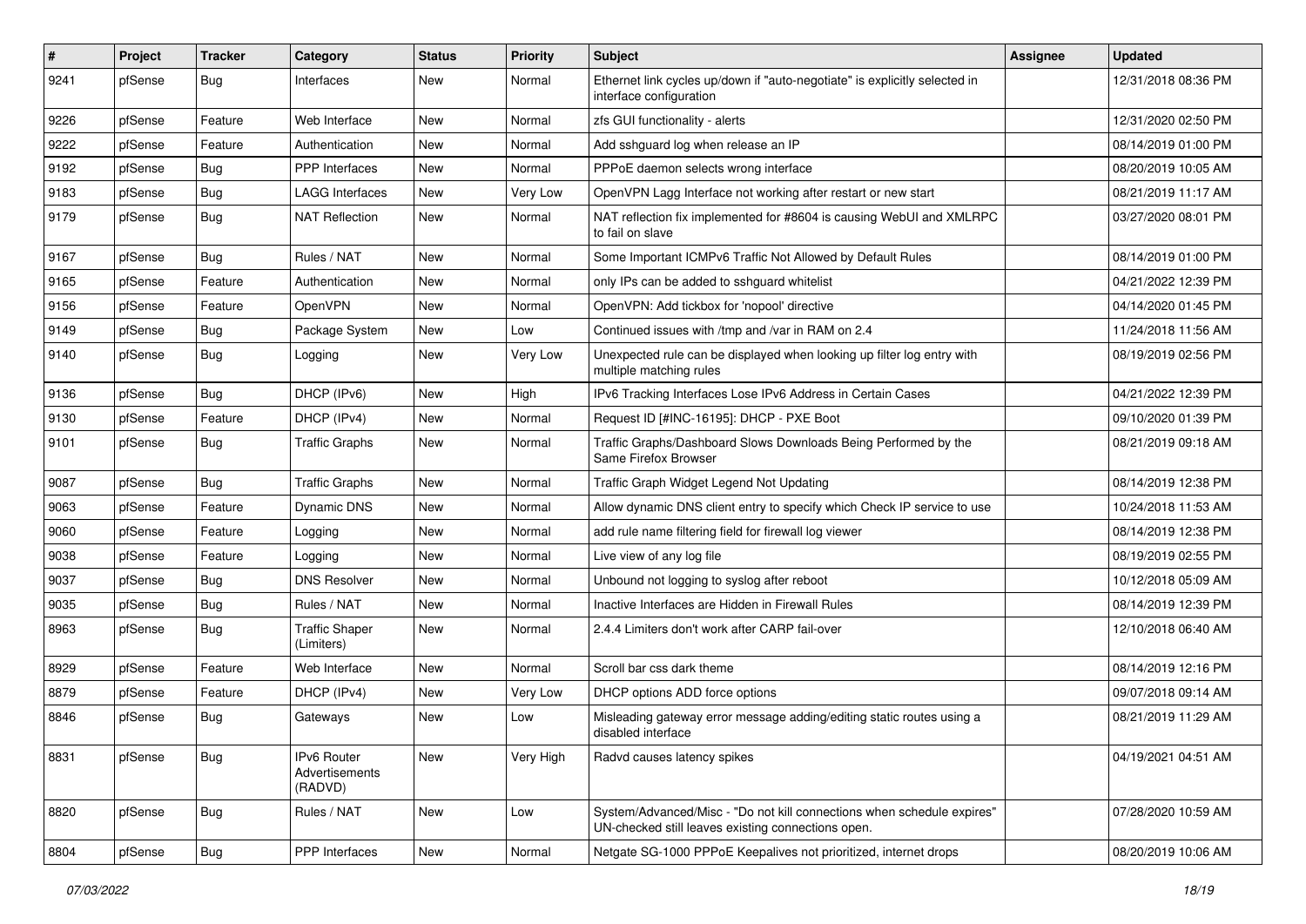| # | Project | Tracker | Category | Status | Priority | Subject | Assignee | Updated |
|---|---|---|---|---|---|---|---|---|
| 9241 | pfSense | Bug | Interfaces | New | Normal | Ethernet link cycles up/down if "auto-negotiate" is explicitly selected in interface configuration | | 12/31/2018 08:36 PM |
| 9226 | pfSense | Feature | Web Interface | New | Normal | zfs GUI functionality - alerts | | 12/31/2020 02:50 PM |
| 9222 | pfSense | Feature | Authentication | New | Normal | Add sshguard log when release an IP | | 08/14/2019 01:00 PM |
| 9192 | pfSense | Bug | PPP Interfaces | New | Normal | PPPoE daemon selects wrong interface | | 08/20/2019 10:05 AM |
| 9183 | pfSense | Bug | LAGG Interfaces | New | Very Low | OpenVPN Lagg Interface not working after restart or new start | | 08/21/2019 11:17 AM |
| 9179 | pfSense | Bug | NAT Reflection | New | Normal | NAT reflection fix implemented for #8604 is causing WebUI and XMLRPC to fail on slave | | 03/27/2020 08:01 PM |
| 9167 | pfSense | Bug | Rules / NAT | New | Normal | Some Important ICMPv6 Traffic Not Allowed by Default Rules | | 08/14/2019 01:00 PM |
| 9165 | pfSense | Feature | Authentication | New | Normal | only IPs can be added to sshguard whitelist | | 04/21/2022 12:39 PM |
| 9156 | pfSense | Feature | OpenVPN | New | Normal | OpenVPN: Add tickbox for 'nopool' directive | | 04/14/2020 01:45 PM |
| 9149 | pfSense | Bug | Package System | New | Low | Continued issues with /tmp and /var in RAM on 2.4 | | 11/24/2018 11:56 AM |
| 9140 | pfSense | Bug | Logging | New | Very Low | Unexpected rule can be displayed when looking up filter log entry with multiple matching rules | | 08/19/2019 02:56 PM |
| 9136 | pfSense | Bug | DHCP (IPv6) | New | High | IPv6 Tracking Interfaces Lose IPv6 Address in Certain Cases | | 04/21/2022 12:39 PM |
| 9130 | pfSense | Feature | DHCP (IPv4) | New | Normal | Request ID [#INC-16195]: DHCP - PXE Boot | | 09/10/2020 01:39 PM |
| 9101 | pfSense | Bug | Traffic Graphs | New | Normal | Traffic Graphs/Dashboard Slows Downloads Being Performed by the Same Firefox Browser | | 08/21/2019 09:18 AM |
| 9087 | pfSense | Bug | Traffic Graphs | New | Normal | Traffic Graph Widget Legend Not Updating | | 08/14/2019 12:38 PM |
| 9063 | pfSense | Feature | Dynamic DNS | New | Normal | Allow dynamic DNS client entry to specify which Check IP service to use | | 10/24/2018 11:53 AM |
| 9060 | pfSense | Feature | Logging | New | Normal | add rule name filtering field for firewall log viewer | | 08/14/2019 12:38 PM |
| 9038 | pfSense | Feature | Logging | New | Normal | Live view of any log file | | 08/19/2019 02:55 PM |
| 9037 | pfSense | Bug | DNS Resolver | New | Normal | Unbound not logging to syslog after reboot | | 10/12/2018 05:09 AM |
| 9035 | pfSense | Bug | Rules / NAT | New | Normal | Inactive Interfaces are Hidden in Firewall Rules | | 08/14/2019 12:39 PM |
| 8963 | pfSense | Bug | Traffic Shaper (Limiters) | New | Normal | 2.4.4 Limiters don't work after CARP fail-over | | 12/10/2018 06:40 AM |
| 8929 | pfSense | Feature | Web Interface | New | Normal | Scroll bar css dark theme | | 08/14/2019 12:16 PM |
| 8879 | pfSense | Feature | DHCP (IPv4) | New | Very Low | DHCP options ADD force options | | 09/07/2018 09:14 AM |
| 8846 | pfSense | Bug | Gateways | New | Low | Misleading gateway error message adding/editing static routes using a disabled interface | | 08/21/2019 11:29 AM |
| 8831 | pfSense | Bug | IPv6 Router Advertisements (RADVD) | New | Very High | Radvd causes latency spikes | | 04/19/2021 04:51 AM |
| 8820 | pfSense | Bug | Rules / NAT | New | Low | System/Advanced/Misc - "Do not kill connections when schedule expires" UN-checked still leaves existing connections open. | | 07/28/2020 10:59 AM |
| 8804 | pfSense | Bug | PPP Interfaces | New | Normal | Netgate SG-1000 PPPoE Keepalives not prioritized, internet drops | | 08/20/2019 10:06 AM |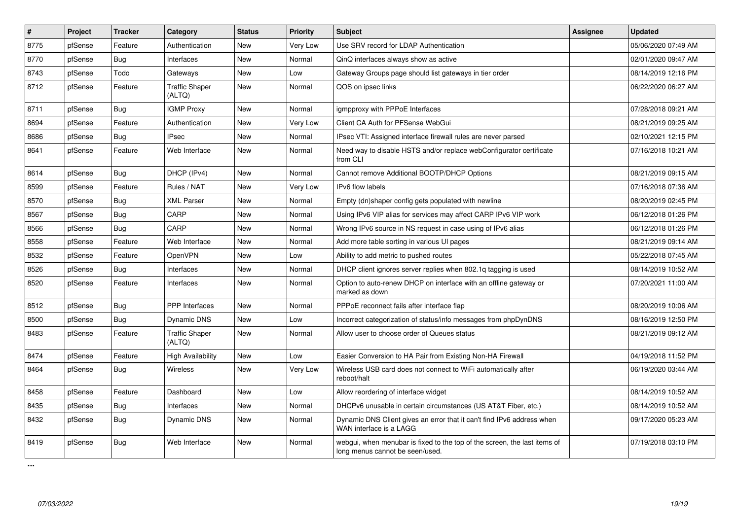| # | Project | Tracker | Category | Status | Priority | Subject | Assignee | Updated |
|---|---|---|---|---|---|---|---|---|
| 8775 | pfSense | Feature | Authentication | New | Very Low | Use SRV record for LDAP Authentication | | 05/06/2020 07:49 AM |
| 8770 | pfSense | Bug | Interfaces | New | Normal | QinQ interfaces always show as active | | 02/01/2020 09:47 AM |
| 8743 | pfSense | Todo | Gateways | New | Low | Gateway Groups page should list gateways in tier order | | 08/14/2019 12:16 PM |
| 8712 | pfSense | Feature | Traffic Shaper (ALTQ) | New | Normal | QOS on ipsec links | | 06/22/2020 06:27 AM |
| 8711 | pfSense | Bug | IGMP Proxy | New | Normal | igmpproxy with PPPoE Interfaces | | 07/28/2018 09:21 AM |
| 8694 | pfSense | Feature | Authentication | New | Very Low | Client CA Auth for PFSense WebGui | | 08/21/2019 09:25 AM |
| 8686 | pfSense | Bug | IPsec | New | Normal | IPsec VTI: Assigned interface firewall rules are never parsed | | 02/10/2021 12:15 PM |
| 8641 | pfSense | Feature | Web Interface | New | Normal | Need way to disable HSTS and/or replace webConfigurator certificate from CLI | | 07/16/2018 10:21 AM |
| 8614 | pfSense | Bug | DHCP (IPv4) | New | Normal | Cannot remove Additional BOOTP/DHCP Options | | 08/21/2019 09:15 AM |
| 8599 | pfSense | Feature | Rules / NAT | New | Very Low | IPv6 flow labels | | 07/16/2018 07:36 AM |
| 8570 | pfSense | Bug | XML Parser | New | Normal | Empty (dn)shaper config gets populated with newline | | 08/20/2019 02:45 PM |
| 8567 | pfSense | Bug | CARP | New | Normal | Using IPv6 VIP alias for services may affect CARP IPv6 VIP work | | 06/12/2018 01:26 PM |
| 8566 | pfSense | Bug | CARP | New | Normal | Wrong IPv6 source in NS request in case using of IPv6 alias | | 06/12/2018 01:26 PM |
| 8558 | pfSense | Feature | Web Interface | New | Normal | Add more table sorting in various UI pages | | 08/21/2019 09:14 AM |
| 8532 | pfSense | Feature | OpenVPN | New | Low | Ability to add metric to pushed routes | | 05/22/2018 07:45 AM |
| 8526 | pfSense | Bug | Interfaces | New | Normal | DHCP client ignores server replies when 802.1q tagging is used | | 08/14/2019 10:52 AM |
| 8520 | pfSense | Feature | Interfaces | New | Normal | Option to auto-renew DHCP on interface with an offline gateway or marked as down | | 07/20/2021 11:00 AM |
| 8512 | pfSense | Bug | PPP Interfaces | New | Normal | PPPoE reconnect fails after interface flap | | 08/20/2019 10:06 AM |
| 8500 | pfSense | Bug | Dynamic DNS | New | Low | Incorrect categorization of status/info messages from phpDynDNS | | 08/16/2019 12:50 PM |
| 8483 | pfSense | Feature | Traffic Shaper (ALTQ) | New | Normal | Allow user to choose order of Queues status | | 08/21/2019 09:12 AM |
| 8474 | pfSense | Feature | High Availability | New | Low | Easier Conversion to HA Pair from Existing Non-HA Firewall | | 04/19/2018 11:52 PM |
| 8464 | pfSense | Bug | Wireless | New | Very Low | Wireless USB card does not connect to WiFi automatically after reboot/halt | | 06/19/2020 03:44 AM |
| 8458 | pfSense | Feature | Dashboard | New | Low | Allow reordering of interface widget | | 08/14/2019 10:52 AM |
| 8435 | pfSense | Bug | Interfaces | New | Normal | DHCPv6 unusable in certain circumstances (US AT&T Fiber, etc.) | | 08/14/2019 10:52 AM |
| 8432 | pfSense | Bug | Dynamic DNS | New | Normal | Dynamic DNS Client gives an error that it can't find IPv6 address when WAN interface is a LAGG | | 09/17/2020 05:23 AM |
| 8419 | pfSense | Bug | Web Interface | New | Normal | webgui, when menubar is fixed to the top of the screen, the last items of long menus cannot be seen/used. | | 07/19/2018 03:10 PM |

...